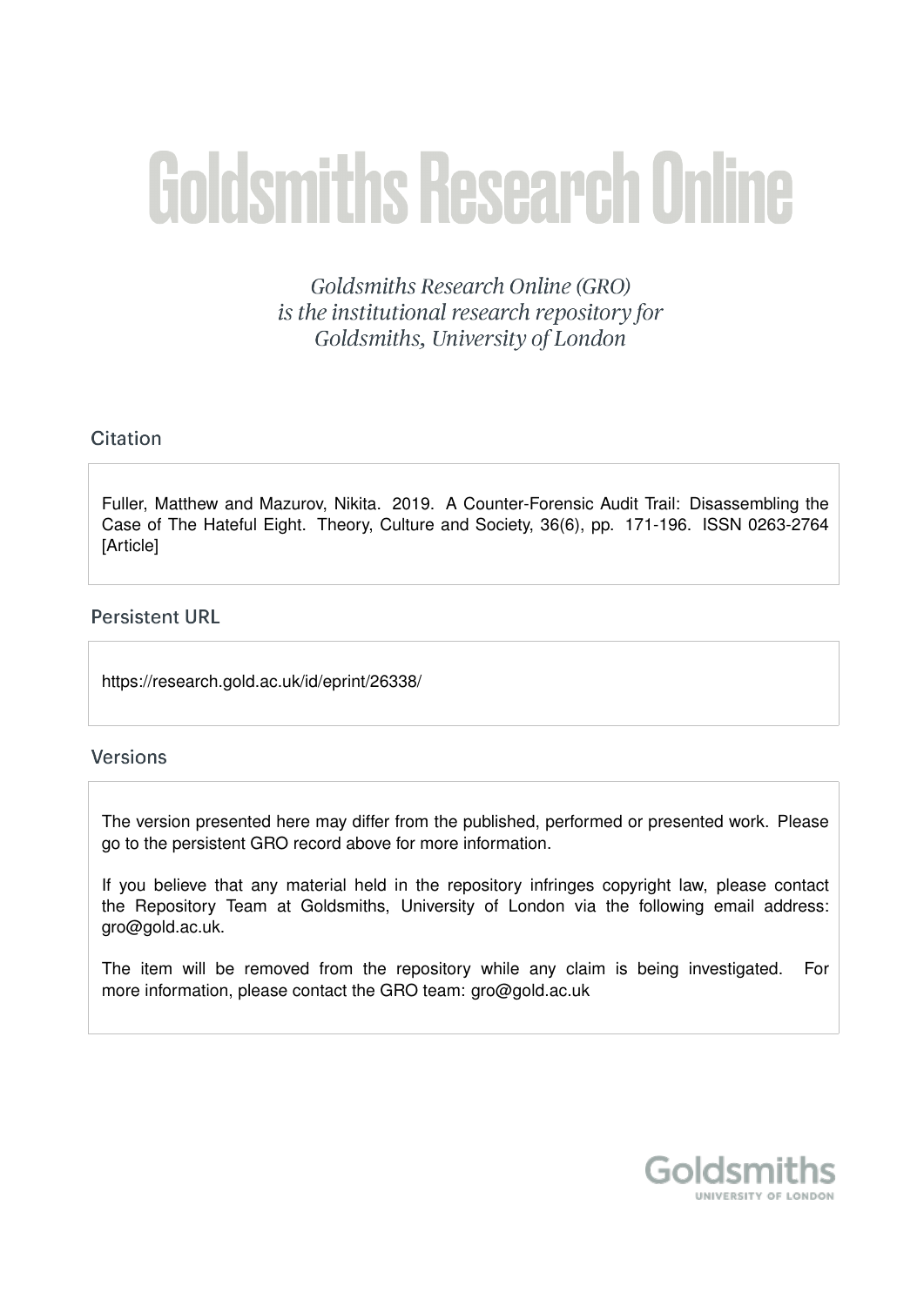# Goldsmiths Research Online

*Goldsmiths Research Online (GRO) is the institutional research repository for Goldsmiths, University of London*

## Citation

Fuller, Matthew and Mazurov, Nikita. 2019. A Counter-Forensic Audit Trail: Disassembling the Case of The Hateful Eight. Theory, Culture and Society, 36(6), pp. 171-196. ISSN 0263-2764 [Article]

## Persistent URL

https://research.gold.ac.uk/id/eprint/26338/

## Versions

The version presented here may differ from the published, performed or presented work. Please go to the persistent GRO record above for more information.

If you believe that any material held in the repository infringes copyright law, please contact the Repository Team at Goldsmiths, University of London via the following email address: gro@gold.ac.uk.

The item will be removed from the repository while any claim is being investigated. For more information, please contact the GRO team: gro@gold.ac.uk

Goldsmiths
UNIVERSITY OF LONDON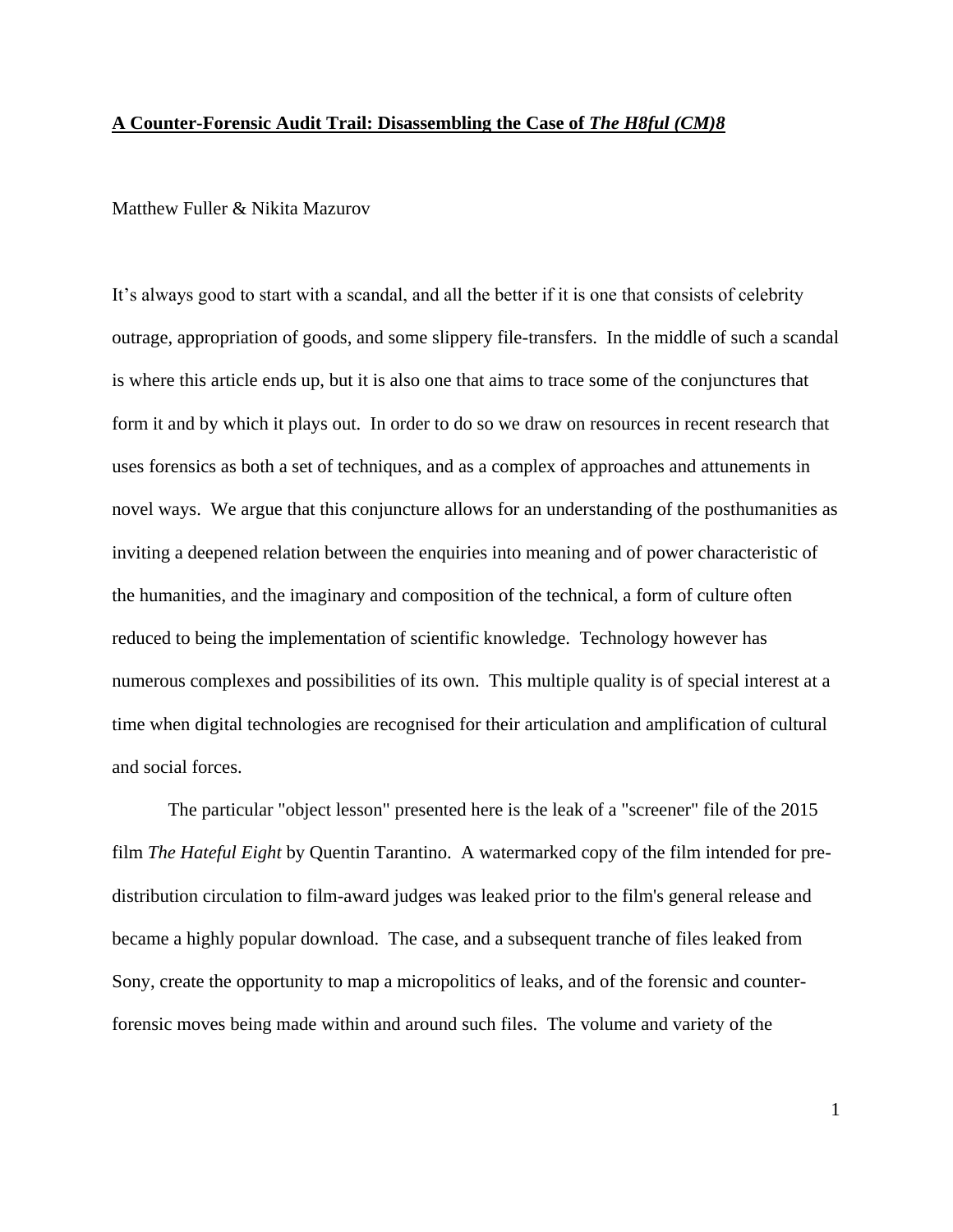**A Counter-Forensic Audit Trail: Disassembling the Case of *The H8ful (CM)8***

Matthew Fuller & Nikita Mazurov

It's always good to start with a scandal, and all the better if it is one that consists of celebrity outrage, appropriation of goods, and some slippery file-transfers. In the middle of such a scandal is where this article ends up, but it is also one that aims to trace some of the conjunctures that form it and by which it plays out. In order to do so we draw on resources in recent research that uses forensics as both a set of techniques, and as a complex of approaches and attunements in novel ways. We argue that this conjuncture allows for an understanding of the posthumanities as inviting a deepened relation between the enquiries into meaning and of power characteristic of the humanities, and the imaginary and composition of the technical, a form of culture often reduced to being the implementation of scientific knowledge. Technology however has numerous complexes and possibilities of its own. This multiple quality is of special interest at a time when digital technologies are recognised for their articulation and amplification of cultural and social forces.

The particular "object lesson" presented here is the leak of a "screener" file of the 2015 film *The Hateful Eight* by Quentin Tarantino. A watermarked copy of the film intended for pre-distribution circulation to film-award judges was leaked prior to the film's general release and became a highly popular download. The case, and a subsequent tranche of files leaked from Sony, create the opportunity to map a micropolitics of leaks, and of the forensic and counter-forensic moves being made within and around such files. The volume and variety of the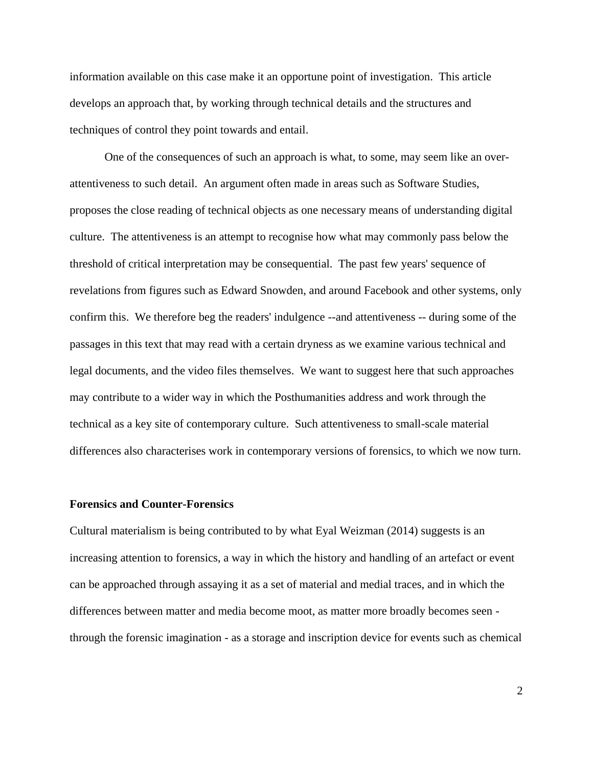information available on this case make it an opportune point of investigation. This article develops an approach that, by working through technical details and the structures and techniques of control they point towards and entail.

One of the consequences of such an approach is what, to some, may seem like an over-attentiveness to such detail. An argument often made in areas such as Software Studies, proposes the close reading of technical objects as one necessary means of understanding digital culture. The attentiveness is an attempt to recognise how what may commonly pass below the threshold of critical interpretation may be consequential. The past few years' sequence of revelations from figures such as Edward Snowden, and around Facebook and other systems, only confirm this. We therefore beg the readers' indulgence --and attentiveness -- during some of the passages in this text that may read with a certain dryness as we examine various technical and legal documents, and the video files themselves. We want to suggest here that such approaches may contribute to a wider way in which the Posthumanities address and work through the technical as a key site of contemporary culture. Such attentiveness to small-scale material differences also characterises work in contemporary versions of forensics, to which we now turn.

## Forensics and Counter-Forensics

Cultural materialism is being contributed to by what Eyal Weizman (2014) suggests is an increasing attention to forensics, a way in which the history and handling of an artefact or event can be approached through assaying it as a set of material and medial traces, and in which the differences between matter and media become moot, as matter more broadly becomes seen - through the forensic imagination - as a storage and inscription device for events such as chemical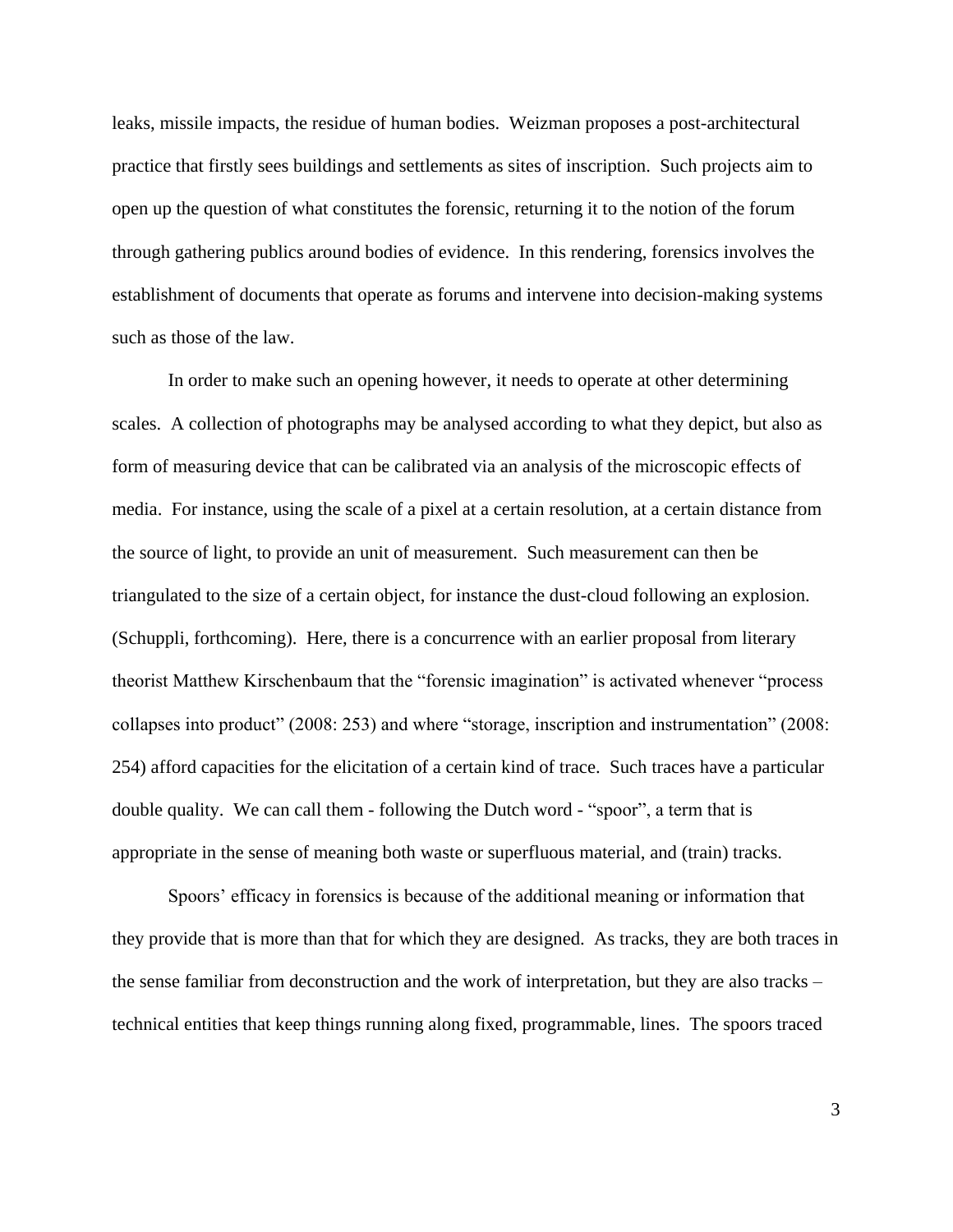leaks, missile impacts, the residue of human bodies. Weizman proposes a post-architectural practice that firstly sees buildings and settlements as sites of inscription. Such projects aim to open up the question of what constitutes the forensic, returning it to the notion of the forum through gathering publics around bodies of evidence. In this rendering, forensics involves the establishment of documents that operate as forums and intervene into decision-making systems such as those of the law.

In order to make such an opening however, it needs to operate at other determining scales. A collection of photographs may be analysed according to what they depict, but also as form of measuring device that can be calibrated via an analysis of the microscopic effects of media. For instance, using the scale of a pixel at a certain resolution, at a certain distance from the source of light, to provide an unit of measurement. Such measurement can then be triangulated to the size of a certain object, for instance the dust-cloud following an explosion. (Schuppli, forthcoming). Here, there is a concurrence with an earlier proposal from literary theorist Matthew Kirschenbaum that the "forensic imagination" is activated whenever "process collapses into product" (2008: 253) and where "storage, inscription and instrumentation" (2008: 254) afford capacities for the elicitation of a certain kind of trace. Such traces have a particular double quality. We can call them - following the Dutch word - "spoor", a term that is appropriate in the sense of meaning both waste or superfluous material, and (train) tracks.

Spoors' efficacy in forensics is because of the additional meaning or information that they provide that is more than that for which they are designed. As tracks, they are both traces in the sense familiar from deconstruction and the work of interpretation, but they are also tracks – technical entities that keep things running along fixed, programmable, lines. The spoors traced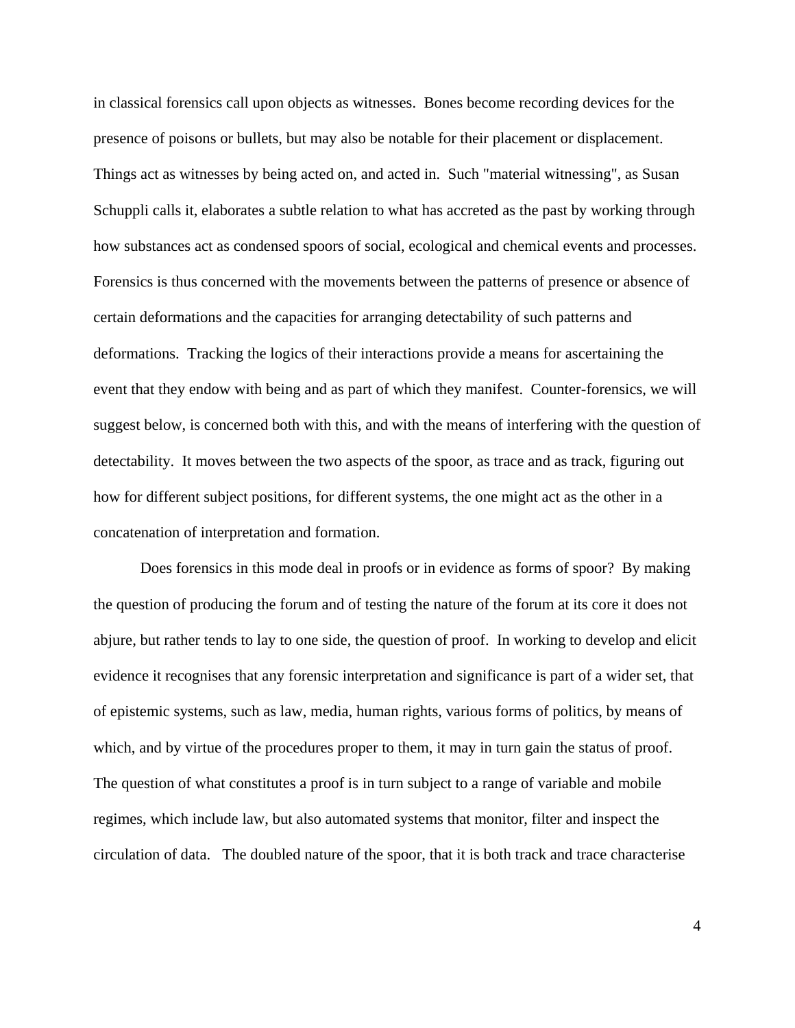in classical forensics call upon objects as witnesses. Bones become recording devices for the presence of poisons or bullets, but may also be notable for their placement or displacement. Things act as witnesses by being acted on, and acted in. Such "material witnessing", as Susan Schuppli calls it, elaborates a subtle relation to what has accreted as the past by working through how substances act as condensed spoors of social, ecological and chemical events and processes. Forensics is thus concerned with the movements between the patterns of presence or absence of certain deformations and the capacities for arranging detectability of such patterns and deformations. Tracking the logics of their interactions provide a means for ascertaining the event that they endow with being and as part of which they manifest. Counter-forensics, we will suggest below, is concerned both with this, and with the means of interfering with the question of detectability. It moves between the two aspects of the spoor, as trace and as track, figuring out how for different subject positions, for different systems, the one might act as the other in a concatenation of interpretation and formation.

Does forensics in this mode deal in proofs or in evidence as forms of spoor? By making the question of producing the forum and of testing the nature of the forum at its core it does not abjure, but rather tends to lay to one side, the question of proof. In working to develop and elicit evidence it recognises that any forensic interpretation and significance is part of a wider set, that of epistemic systems, such as law, media, human rights, various forms of politics, by means of which, and by virtue of the procedures proper to them, it may in turn gain the status of proof. The question of what constitutes a proof is in turn subject to a range of variable and mobile regimes, which include law, but also automated systems that monitor, filter and inspect the circulation of data. The doubled nature of the spoor, that it is both track and trace characterise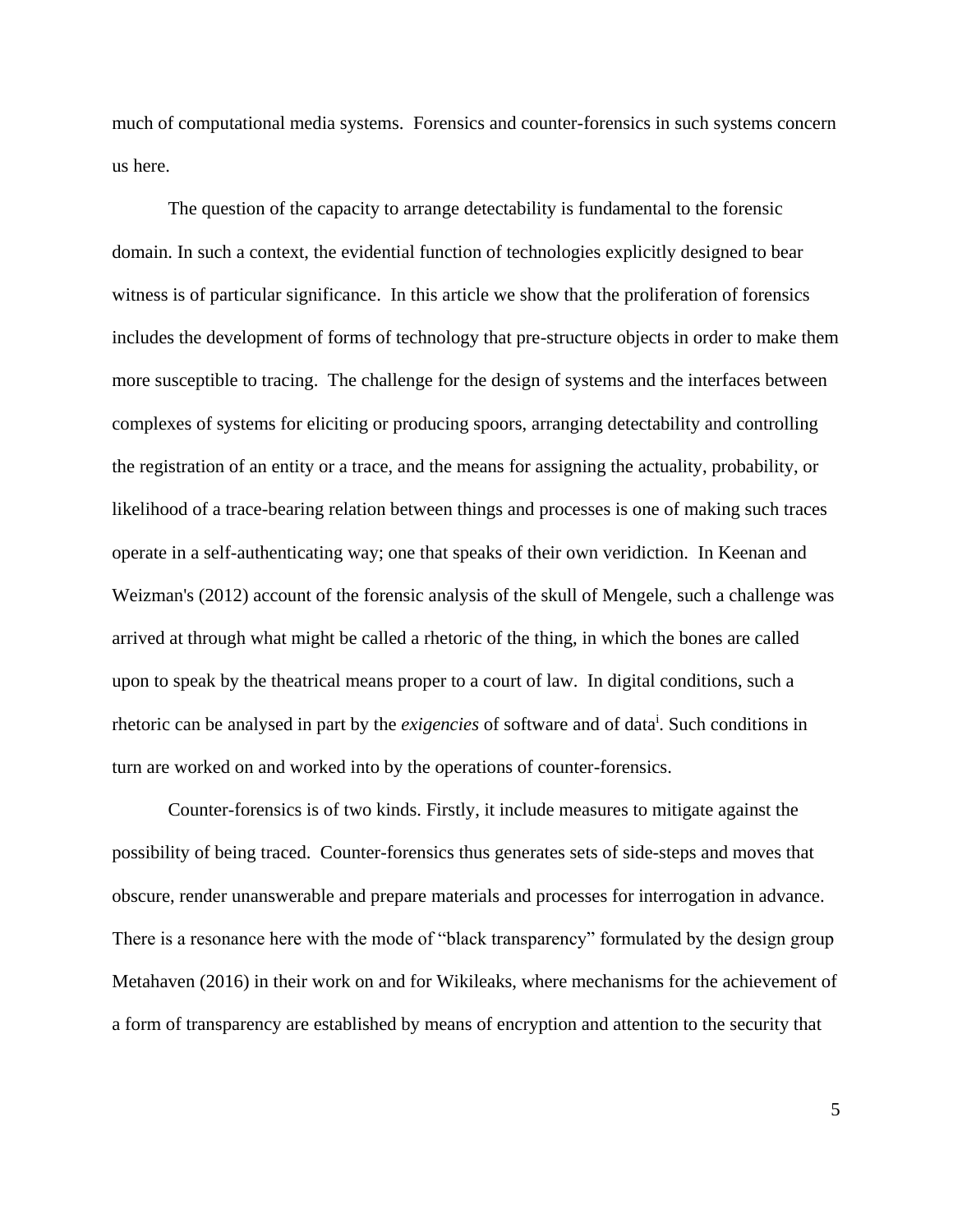much of computational media systems. Forensics and counter-forensics in such systems concern us here.

The question of the capacity to arrange detectability is fundamental to the forensic domain. In such a context, the evidential function of technologies explicitly designed to bear witness is of particular significance. In this article we show that the proliferation of forensics includes the development of forms of technology that pre-structure objects in order to make them more susceptible to tracing. The challenge for the design of systems and the interfaces between complexes of systems for eliciting or producing spoors, arranging detectability and controlling the registration of an entity or a trace, and the means for assigning the actuality, probability, or likelihood of a trace-bearing relation between things and processes is one of making such traces operate in a self-authenticating way; one that speaks of their own veridiction. In Keenan and Weizman's (2012) account of the forensic analysis of the skull of Mengele, such a challenge was arrived at through what might be called a rhetoric of the thing, in which the bones are called upon to speak by the theatrical means proper to a court of law. In digital conditions, such a rhetoric can be analysed in part by the *exigencies* of software and of data[i]. Such conditions in turn are worked on and worked into by the operations of counter-forensics.

Counter-forensics is of two kinds. Firstly, it include measures to mitigate against the possibility of being traced. Counter-forensics thus generates sets of side-steps and moves that obscure, render unanswerable and prepare materials and processes for interrogation in advance. There is a resonance here with the mode of "black transparency" formulated by the design group Metahaven (2016) in their work on and for Wikileaks, where mechanisms for the achievement of a form of transparency are established by means of encryption and attention to the security that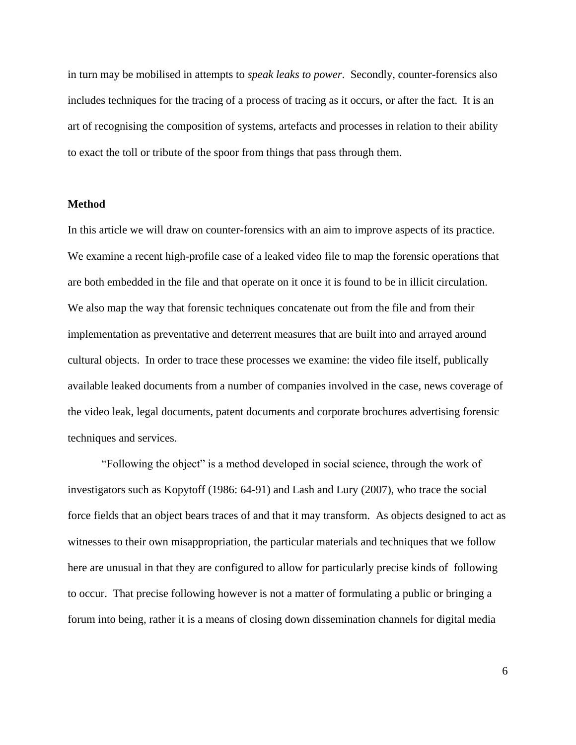in turn may be mobilised in attempts to *speak leaks to power*.  Secondly, counter-forensics also includes techniques for the tracing of a process of tracing as it occurs, or after the fact.  It is an art of recognising the composition of systems, artefacts and processes in relation to their ability to exact the toll or tribute of the spoor from things that pass through them.

**Method**

In this article we will draw on counter-forensics with an aim to improve aspects of its practice. We examine a recent high-profile case of a leaked video file to map the forensic operations that are both embedded in the file and that operate on it once it is found to be in illicit circulation. We also map the way that forensic techniques concatenate out from the file and from their implementation as preventative and deterrent measures that are built into and arrayed around cultural objects.  In order to trace these processes we examine: the video file itself, publically available leaked documents from a number of companies involved in the case, news coverage of the video leak, legal documents, patent documents and corporate brochures advertising forensic techniques and services.

"Following the object" is a method developed in social science, through the work of investigators such as Kopytoff (1986: 64-91) and Lash and Lury (2007), who trace the social force fields that an object bears traces of and that it may transform.  As objects designed to act as witnesses to their own misappropriation, the particular materials and techniques that we follow here are unusual in that they are configured to allow for particularly precise kinds of following to occur.  That precise following however is not a matter of formulating a public or bringing a forum into being, rather it is a means of closing down dissemination channels for digital media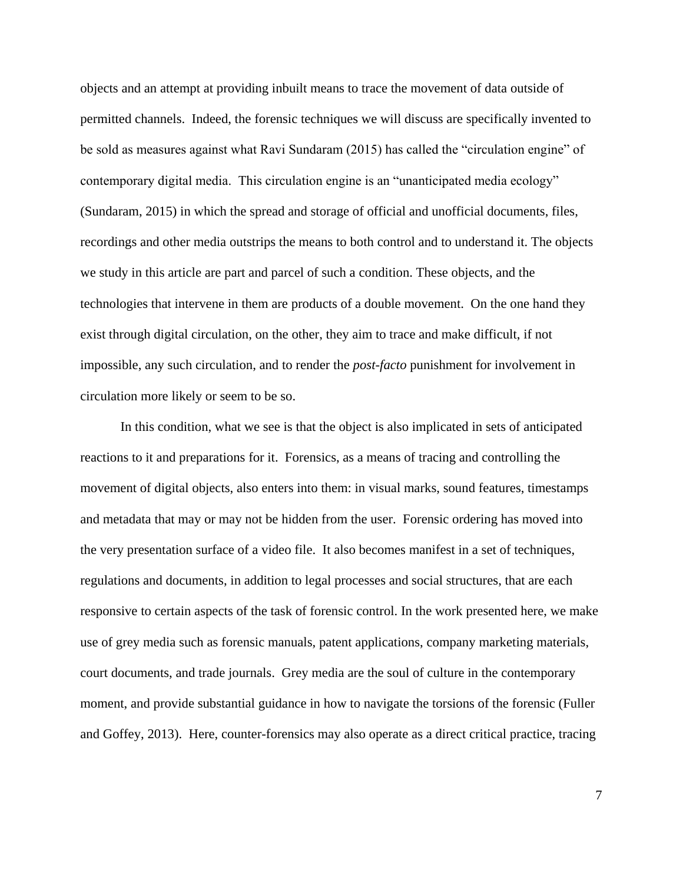objects and an attempt at providing inbuilt means to trace the movement of data outside of permitted channels. Indeed, the forensic techniques we will discuss are specifically invented to be sold as measures against what Ravi Sundaram (2015) has called the "circulation engine" of contemporary digital media. This circulation engine is an "unanticipated media ecology" (Sundaram, 2015) in which the spread and storage of official and unofficial documents, files, recordings and other media outstrips the means to both control and to understand it. The objects we study in this article are part and parcel of such a condition. These objects, and the technologies that intervene in them are products of a double movement. On the one hand they exist through digital circulation, on the other, they aim to trace and make difficult, if not impossible, any such circulation, and to render the *post-facto* punishment for involvement in circulation more likely or seem to be so.

In this condition, what we see is that the object is also implicated in sets of anticipated reactions to it and preparations for it. Forensics, as a means of tracing and controlling the movement of digital objects, also enters into them: in visual marks, sound features, timestamps and metadata that may or may not be hidden from the user. Forensic ordering has moved into the very presentation surface of a video file. It also becomes manifest in a set of techniques, regulations and documents, in addition to legal processes and social structures, that are each responsive to certain aspects of the task of forensic control. In the work presented here, we make use of grey media such as forensic manuals, patent applications, company marketing materials, court documents, and trade journals. Grey media are the soul of culture in the contemporary moment, and provide substantial guidance in how to navigate the torsions of the forensic (Fuller and Goffey, 2013). Here, counter-forensics may also operate as a direct critical practice, tracing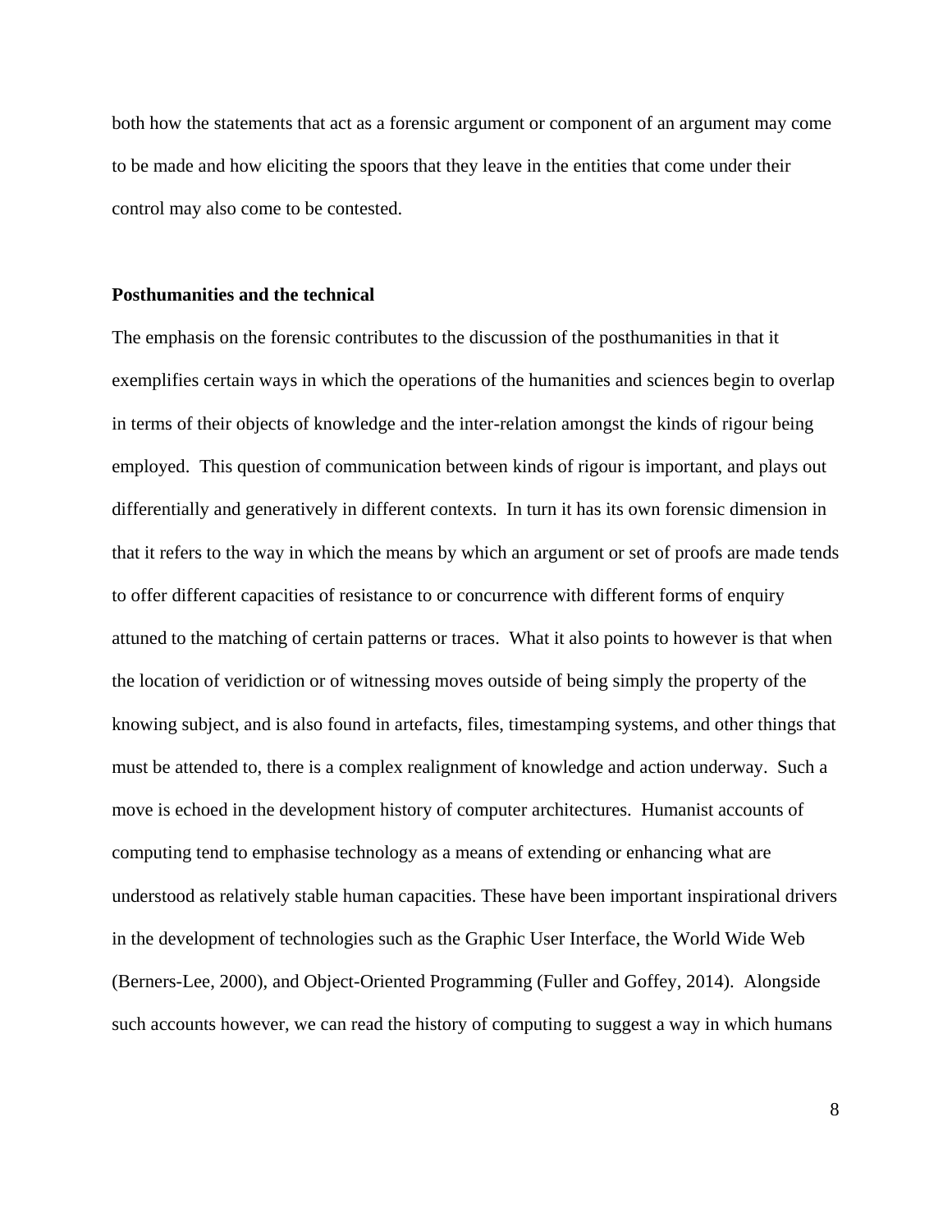both how the statements that act as a forensic argument or component of an argument may come to be made and how eliciting the spoors that they leave in the entities that come under their control may also come to be contested.

## Posthumanities and the technical

The emphasis on the forensic contributes to the discussion of the posthumanities in that it exemplifies certain ways in which the operations of the humanities and sciences begin to overlap in terms of their objects of knowledge and the inter-relation amongst the kinds of rigour being employed. This question of communication between kinds of rigour is important, and plays out differentially and generatively in different contexts. In turn it has its own forensic dimension in that it refers to the way in which the means by which an argument or set of proofs are made tends to offer different capacities of resistance to or concurrence with different forms of enquiry attuned to the matching of certain patterns or traces. What it also points to however is that when the location of veridiction or of witnessing moves outside of being simply the property of the knowing subject, and is also found in artefacts, files, timestamping systems, and other things that must be attended to, there is a complex realignment of knowledge and action underway. Such a move is echoed in the development history of computer architectures. Humanist accounts of computing tend to emphasise technology as a means of extending or enhancing what are understood as relatively stable human capacities. These have been important inspirational drivers in the development of technologies such as the Graphic User Interface, the World Wide Web (Berners-Lee, 2000), and Object-Oriented Programming (Fuller and Goffey, 2014). Alongside such accounts however, we can read the history of computing to suggest a way in which humans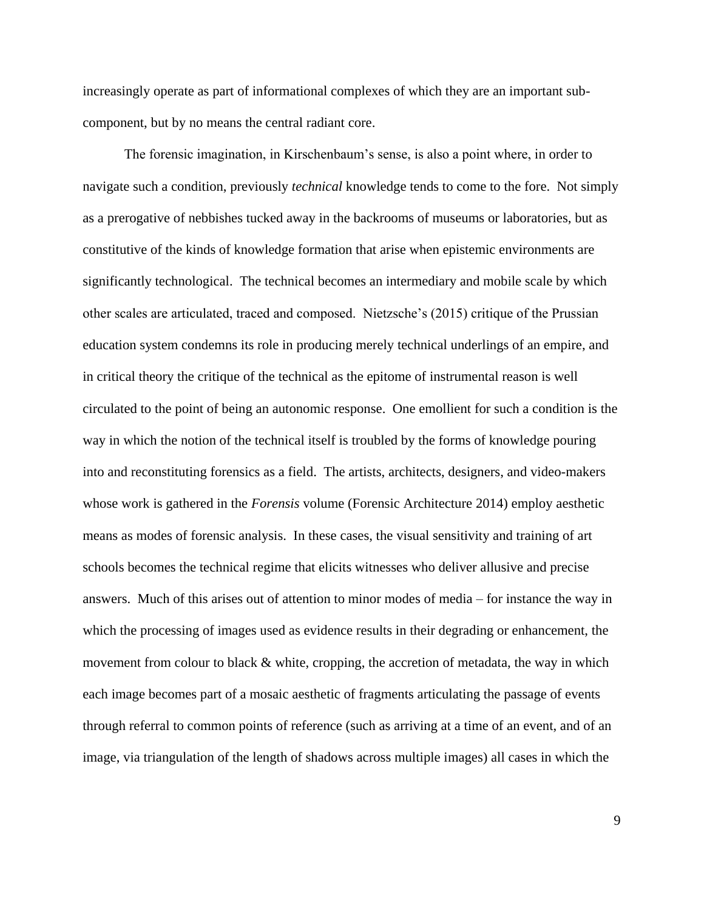increasingly operate as part of informational complexes of which they are an important sub-component, but by no means the central radiant core.

The forensic imagination, in Kirschenbaum's sense, is also a point where, in order to navigate such a condition, previously *technical* knowledge tends to come to the fore. Not simply as a prerogative of nebbishes tucked away in the backrooms of museums or laboratories, but as constitutive of the kinds of knowledge formation that arise when epistemic environments are significantly technological. The technical becomes an intermediary and mobile scale by which other scales are articulated, traced and composed. Nietzsche's (2015) critique of the Prussian education system condemns its role in producing merely technical underlings of an empire, and in critical theory the critique of the technical as the epitome of instrumental reason is well circulated to the point of being an autonomic response. One emollient for such a condition is the way in which the notion of the technical itself is troubled by the forms of knowledge pouring into and reconstituting forensics as a field. The artists, architects, designers, and video-makers whose work is gathered in the *Forensis* volume (Forensic Architecture 2014) employ aesthetic means as modes of forensic analysis. In these cases, the visual sensitivity and training of art schools becomes the technical regime that elicits witnesses who deliver allusive and precise answers. Much of this arises out of attention to minor modes of media – for instance the way in which the processing of images used as evidence results in their degrading or enhancement, the movement from colour to black & white, cropping, the accretion of metadata, the way in which each image becomes part of a mosaic aesthetic of fragments articulating the passage of events through referral to common points of reference (such as arriving at a time of an event, and of an image, via triangulation of the length of shadows across multiple images) all cases in which the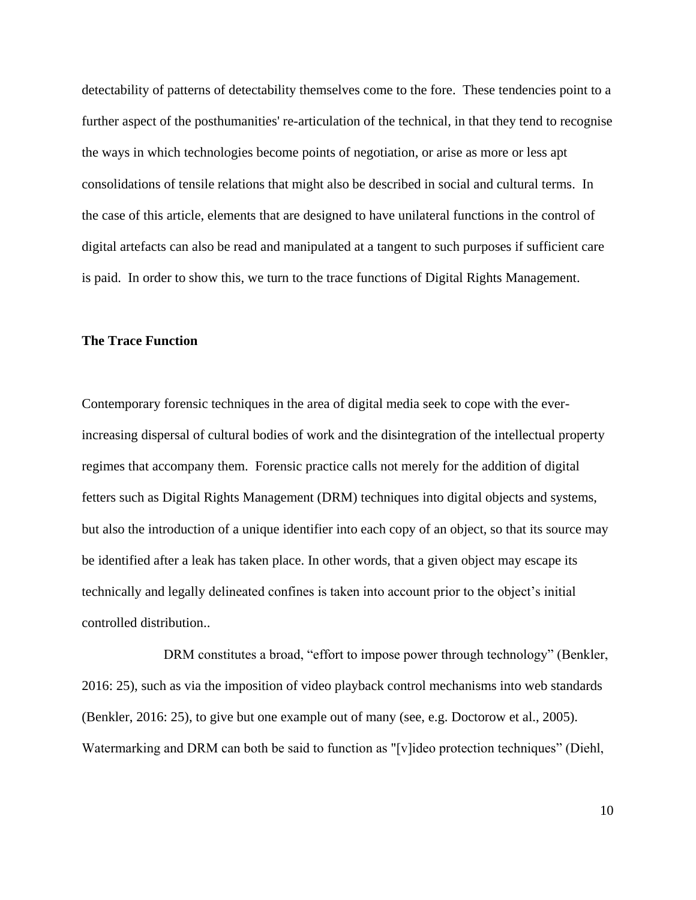detectability of patterns of detectability themselves come to the fore. These tendencies point to a further aspect of the posthumanities' re-articulation of the technical, in that they tend to recognise the ways in which technologies become points of negotiation, or arise as more or less apt consolidations of tensile relations that might also be described in social and cultural terms. In the case of this article, elements that are designed to have unilateral functions in the control of digital artefacts can also be read and manipulated at a tangent to such purposes if sufficient care is paid. In order to show this, we turn to the trace functions of Digital Rights Management.

**The Trace Function**

Contemporary forensic techniques in the area of digital media seek to cope with the ever-increasing dispersal of cultural bodies of work and the disintegration of the intellectual property regimes that accompany them. Forensic practice calls not merely for the addition of digital fetters such as Digital Rights Management (DRM) techniques into digital objects and systems, but also the introduction of a unique identifier into each copy of an object, so that its source may be identified after a leak has taken place. In other words, that a given object may escape its technically and legally delineated confines is taken into account prior to the object's initial controlled distribution..

DRM constitutes a broad, "effort to impose power through technology" (Benkler, 2016: 25), such as via the imposition of video playback control mechanisms into web standards (Benkler, 2016: 25), to give but one example out of many (see, e.g. Doctorow et al., 2005). Watermarking and DRM can both be said to function as "[v]ideo protection techniques" (Diehl,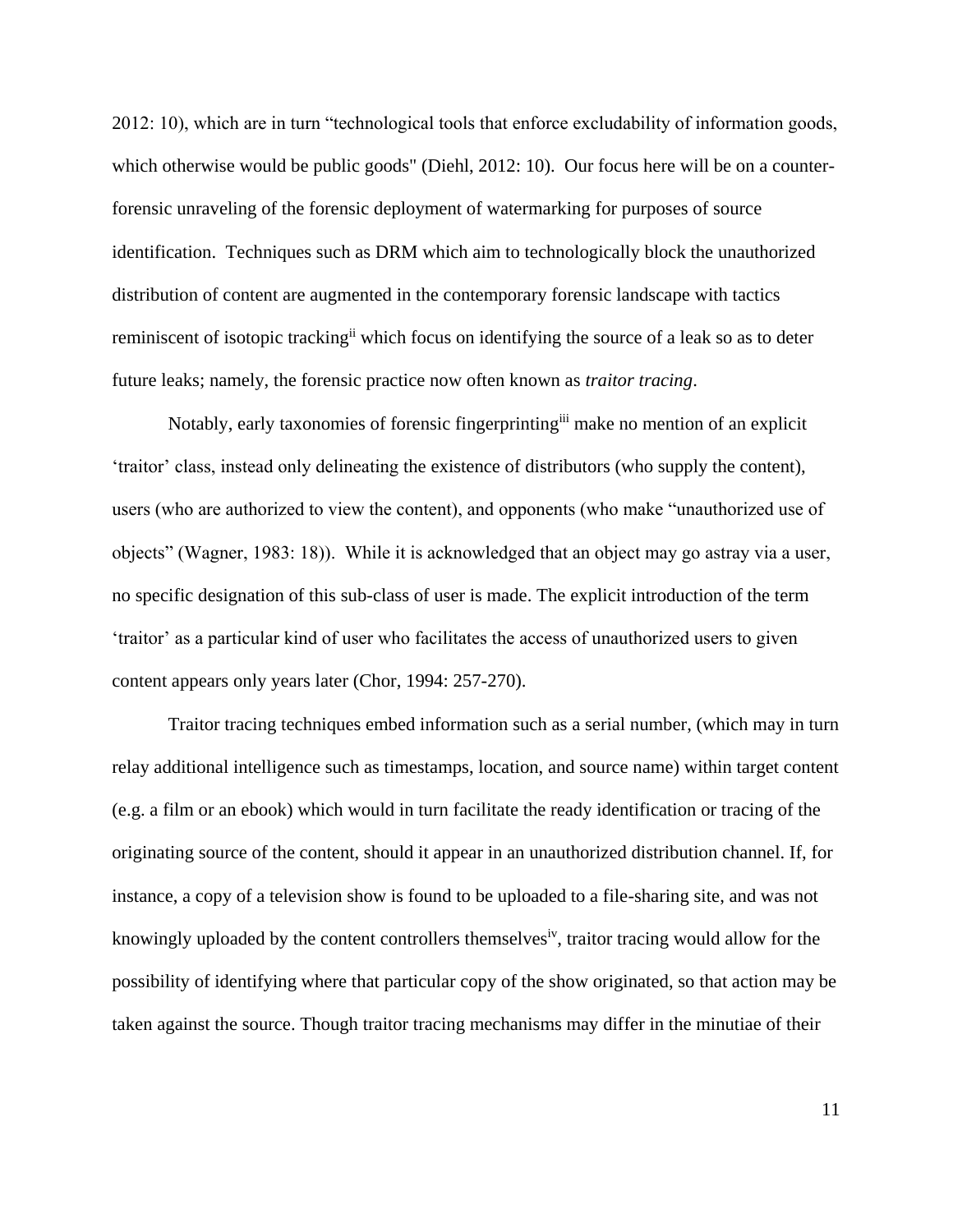2012: 10), which are in turn “technological tools that enforce excludability of information goods, which otherwise would be public goods" (Diehl, 2012: 10). Our focus here will be on a counter-forensic unraveling of the forensic deployment of watermarking for purposes of source identification. Techniques such as DRM which aim to technologically block the unauthorized distribution of content are augmented in the contemporary forensic landscape with tactics reminiscent of isotopic tracking[ii] which focus on identifying the source of a leak so as to deter future leaks; namely, the forensic practice now often known as *traitor tracing*.

Notably, early taxonomies of forensic fingerprinting[iii] make no mention of an explicit ‘traitor’ class, instead only delineating the existence of distributors (who supply the content), users (who are authorized to view the content), and opponents (who make “unauthorized use of objects” (Wagner, 1983: 18)). While it is acknowledged that an object may go astray via a user, no specific designation of this sub-class of user is made. The explicit introduction of the term ‘traitor’ as a particular kind of user who facilitates the access of unauthorized users to given content appears only years later (Chor, 1994: 257-270).

Traitor tracing techniques embed information such as a serial number, (which may in turn relay additional intelligence such as timestamps, location, and source name) within target content (e.g. a film or an ebook) which would in turn facilitate the ready identification or tracing of the originating source of the content, should it appear in an unauthorized distribution channel. If, for instance, a copy of a television show is found to be uploaded to a file-sharing site, and was not knowingly uploaded by the content controllers themselves[iv], traitor tracing would allow for the possibility of identifying where that particular copy of the show originated, so that action may be taken against the source. Though traitor tracing mechanisms may differ in the minutiae of their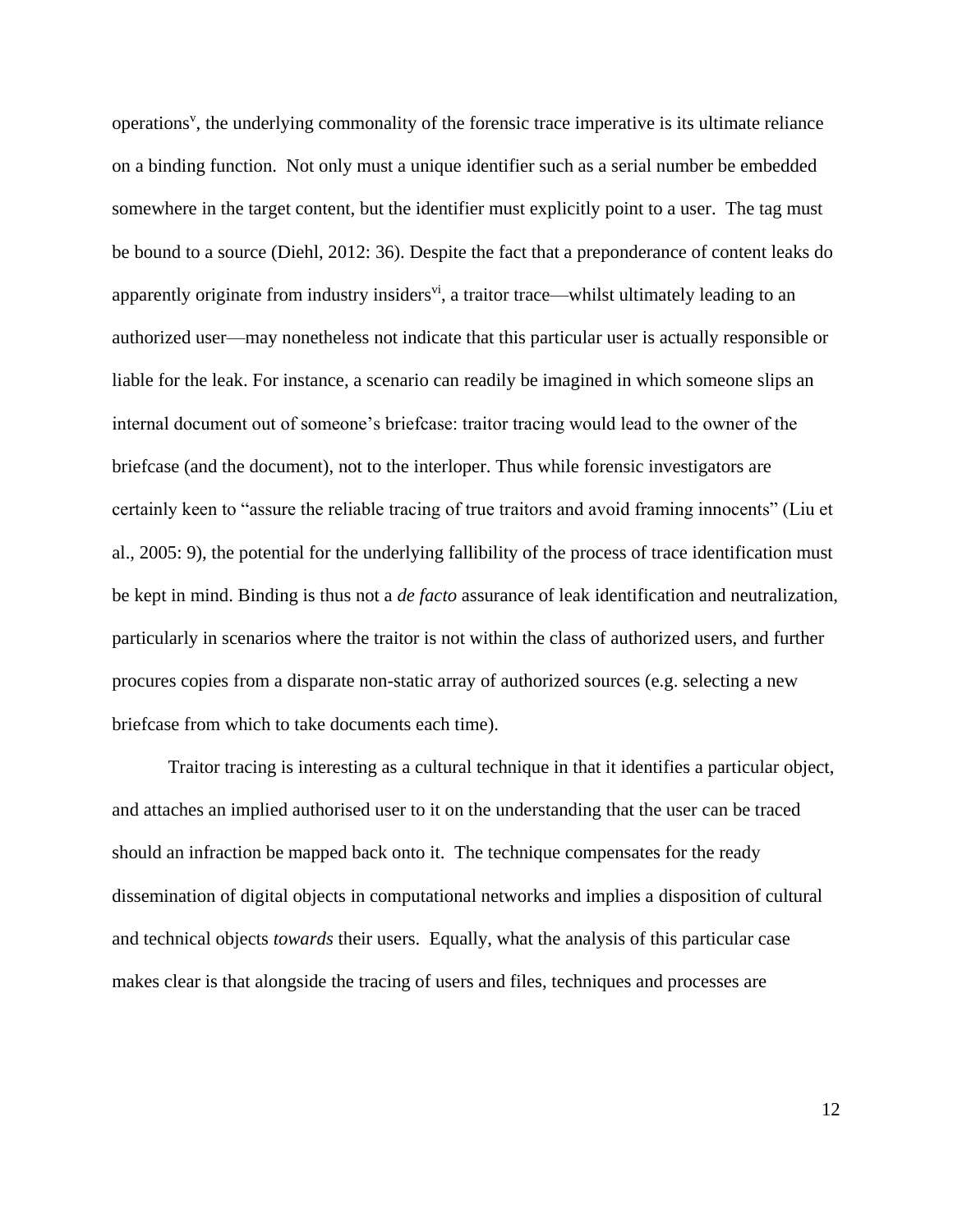operations[v], the underlying commonality of the forensic trace imperative is its ultimate reliance on a binding function. Not only must a unique identifier such as a serial number be embedded somewhere in the target content, but the identifier must explicitly point to a user. The tag must be bound to a source (Diehl, 2012: 36). Despite the fact that a preponderance of content leaks do apparently originate from industry insiders[vi], a traitor trace—whilst ultimately leading to an authorized user—may nonetheless not indicate that this particular user is actually responsible or liable for the leak. For instance, a scenario can readily be imagined in which someone slips an internal document out of someone's briefcase: traitor tracing would lead to the owner of the briefcase (and the document), not to the interloper. Thus while forensic investigators are certainly keen to "assure the reliable tracing of true traitors and avoid framing innocents" (Liu et al., 2005: 9), the potential for the underlying fallibility of the process of trace identification must be kept in mind. Binding is thus not a *de facto* assurance of leak identification and neutralization, particularly in scenarios where the traitor is not within the class of authorized users, and further procures copies from a disparate non-static array of authorized sources (e.g. selecting a new briefcase from which to take documents each time).

Traitor tracing is interesting as a cultural technique in that it identifies a particular object, and attaches an implied authorised user to it on the understanding that the user can be traced should an infraction be mapped back onto it. The technique compensates for the ready dissemination of digital objects in computational networks and implies a disposition of cultural and technical objects *towards* their users. Equally, what the analysis of this particular case makes clear is that alongside the tracing of users and files, techniques and processes are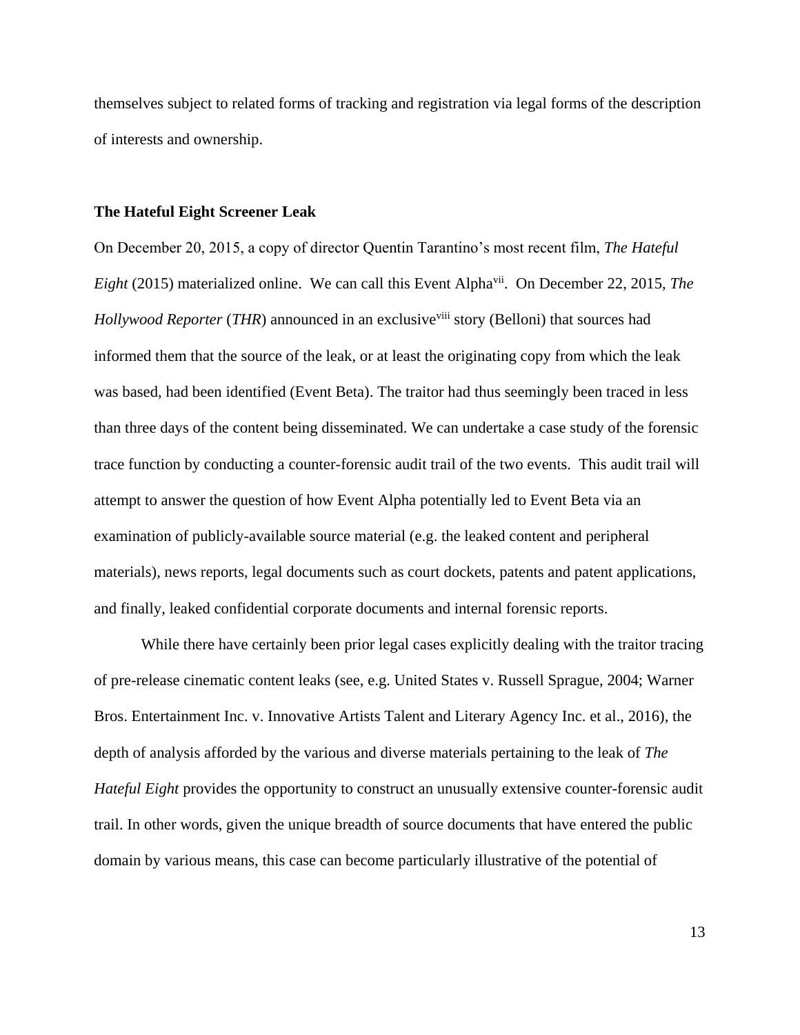themselves subject to related forms of tracking and registration via legal forms of the description of interests and ownership.

### The Hateful Eight Screener Leak

On December 20, 2015, a copy of director Quentin Tarantino's most recent film, *The Hateful Eight* (2015) materialized online. We can call this Event Alpha[vii]. On December 22, 2015, *The Hollywood Reporter* (*THR*) announced in an exclusive[viii] story (Belloni) that sources had informed them that the source of the leak, or at least the originating copy from which the leak was based, had been identified (Event Beta). The traitor had thus seemingly been traced in less than three days of the content being disseminated. We can undertake a case study of the forensic trace function by conducting a counter-forensic audit trail of the two events. This audit trail will attempt to answer the question of how Event Alpha potentially led to Event Beta via an examination of publicly-available source material (e.g. the leaked content and peripheral materials), news reports, legal documents such as court dockets, patents and patent applications, and finally, leaked confidential corporate documents and internal forensic reports.

While there have certainly been prior legal cases explicitly dealing with the traitor tracing of pre-release cinematic content leaks (see, e.g. United States v. Russell Sprague, 2004; Warner Bros. Entertainment Inc. v. Innovative Artists Talent and Literary Agency Inc. et al., 2016), the depth of analysis afforded by the various and diverse materials pertaining to the leak of *The Hateful Eight* provides the opportunity to construct an unusually extensive counter-forensic audit trail. In other words, given the unique breadth of source documents that have entered the public domain by various means, this case can become particularly illustrative of the potential of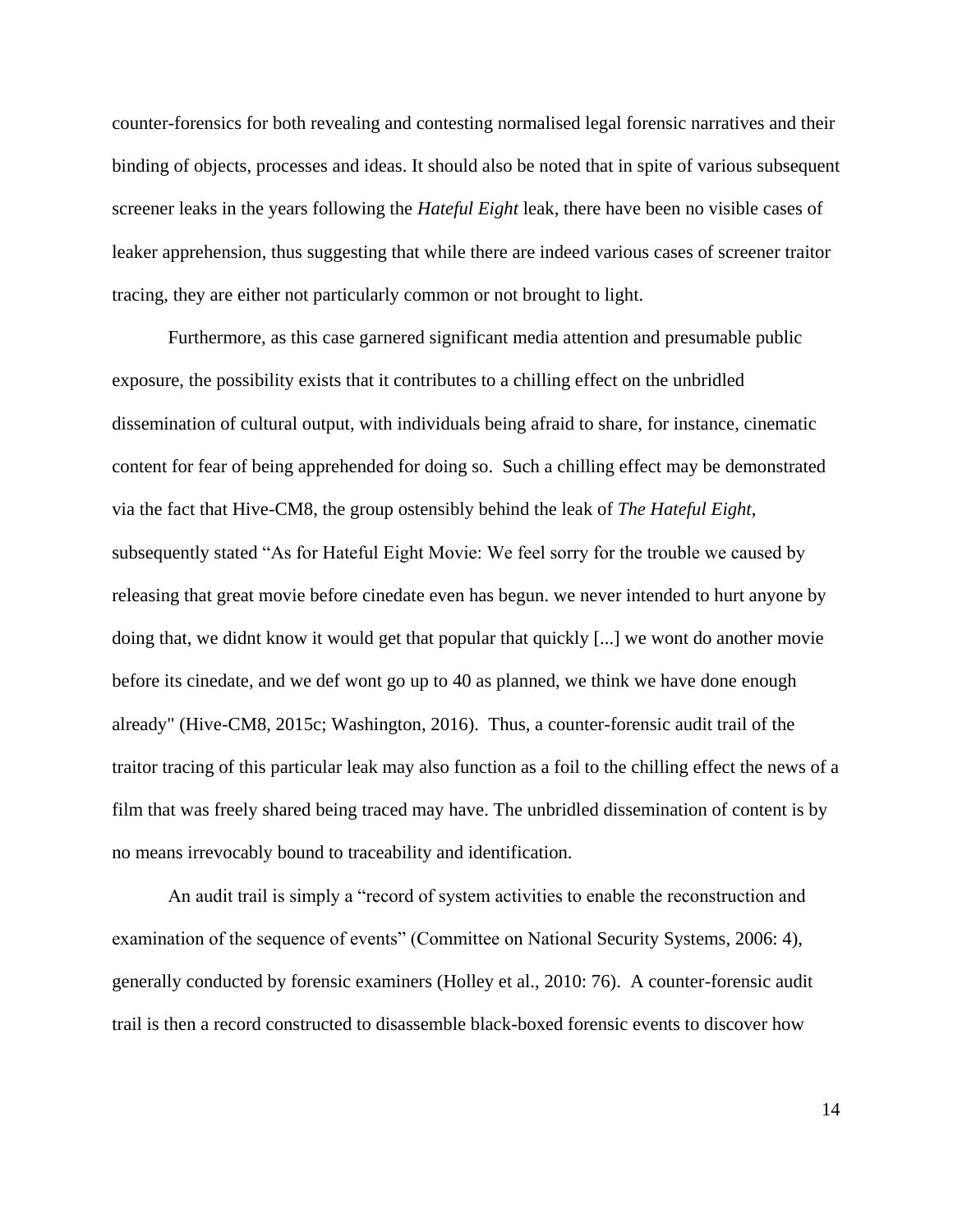counter-forensics for both revealing and contesting normalised legal forensic narratives and their binding of objects, processes and ideas. It should also be noted that in spite of various subsequent screener leaks in the years following the *Hateful Eight* leak, there have been no visible cases of leaker apprehension, thus suggesting that while there are indeed various cases of screener traitor tracing, they are either not particularly common or not brought to light.

Furthermore, as this case garnered significant media attention and presumable public exposure, the possibility exists that it contributes to a chilling effect on the unbridled dissemination of cultural output, with individuals being afraid to share, for instance, cinematic content for fear of being apprehended for doing so. Such a chilling effect may be demonstrated via the fact that Hive-CM8, the group ostensibly behind the leak of *The Hateful Eight*, subsequently stated "As for Hateful Eight Movie: We feel sorry for the trouble we caused by releasing that great movie before cinedate even has begun. we never intended to hurt anyone by doing that, we didnt know it would get that popular that quickly [...] we wont do another movie before its cinedate, and we def wont go up to 40 as planned, we think we have done enough already" (Hive-CM8, 2015c; Washington, 2016). Thus, a counter-forensic audit trail of the traitor tracing of this particular leak may also function as a foil to the chilling effect the news of a film that was freely shared being traced may have. The unbridled dissemination of content is by no means irrevocably bound to traceability and identification.

An audit trail is simply a "record of system activities to enable the reconstruction and examination of the sequence of events" (Committee on National Security Systems, 2006: 4), generally conducted by forensic examiners (Holley et al., 2010: 76). A counter-forensic audit trail is then a record constructed to disassemble black-boxed forensic events to discover how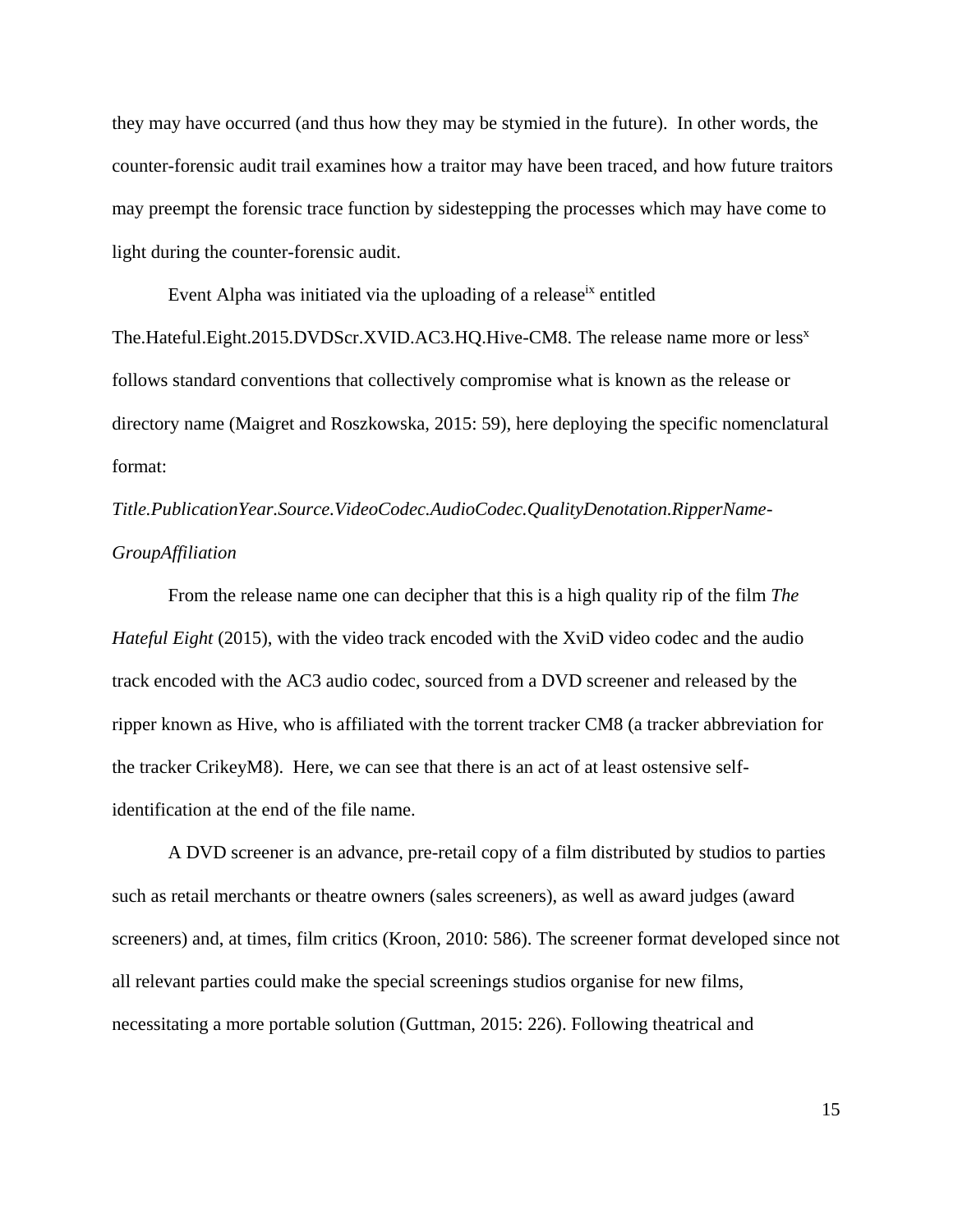they may have occurred (and thus how they may be stymied in the future). In other words, the counter-forensic audit trail examines how a traitor may have been traced, and how future traitors may preempt the forensic trace function by sidestepping the processes which may have come to light during the counter-forensic audit.

Event Alpha was initiated via the uploading of a release[ix] entitled The.Hateful.Eight.2015.DVDScr.XVID.AC3.HQ.Hive-CM8. The release name more or less[x] follows standard conventions that collectively compromise what is known as the release or directory name (Maigret and Roszkowska, 2015: 59), here deploying the specific nomenclatural format:

*Title.PublicationYear.Source.VideoCodec.AudioCodec.QualityDenotation.RipperName-GroupAffiliation*

From the release name one can decipher that this is a high quality rip of the film *The Hateful Eight* (2015), with the video track encoded with the XviD video codec and the audio track encoded with the AC3 audio codec, sourced from a DVD screener and released by the ripper known as Hive, who is affiliated with the torrent tracker CM8 (a tracker abbreviation for the tracker CrikeyM8). Here, we can see that there is an act of at least ostensive self-identification at the end of the file name.

A DVD screener is an advance, pre-retail copy of a film distributed by studios to parties such as retail merchants or theatre owners (sales screeners), as well as award judges (award screeners) and, at times, film critics (Kroon, 2010: 586). The screener format developed since not all relevant parties could make the special screenings studios organise for new films, necessitating a more portable solution (Guttman, 2015: 226). Following theatrical and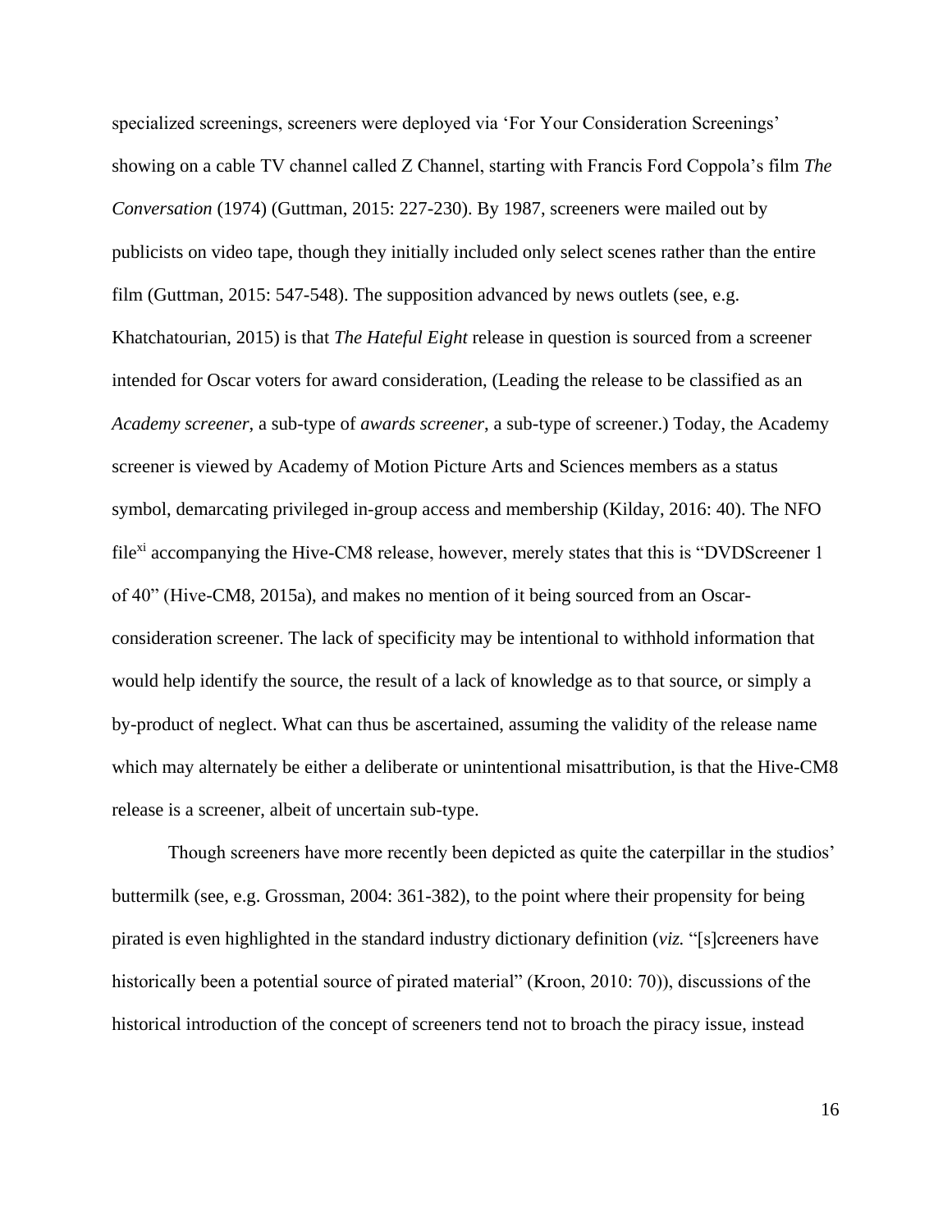specialized screenings, screeners were deployed via 'For Your Consideration Screenings' showing on a cable TV channel called Z Channel, starting with Francis Ford Coppola's film *The Conversation* (1974) (Guttman, 2015: 227-230). By 1987, screeners were mailed out by publicists on video tape, though they initially included only select scenes rather than the entire film (Guttman, 2015: 547-548). The supposition advanced by news outlets (see, e.g. Khatchatourian, 2015) is that *The Hateful Eight* release in question is sourced from a screener intended for Oscar voters for award consideration, (Leading the release to be classified as an *Academy screener*, a sub-type of *awards screener*, a sub-type of screener.) Today, the Academy screener is viewed by Academy of Motion Picture Arts and Sciences members as a status symbol, demarcating privileged in-group access and membership (Kilday, 2016: 40). The NFO file[xi] accompanying the Hive-CM8 release, however, merely states that this is "DVDScreener 1 of 40" (Hive-CM8, 2015a), and makes no mention of it being sourced from an Oscar-consideration screener. The lack of specificity may be intentional to withhold information that would help identify the source, the result of a lack of knowledge as to that source, or simply a by-product of neglect. What can thus be ascertained, assuming the validity of the release name which may alternately be either a deliberate or unintentional misattribution, is that the Hive-CM8 release is a screener, albeit of uncertain sub-type.

Though screeners have more recently been depicted as quite the caterpillar in the studios' buttermilk (see, e.g. Grossman, 2004: 361-382), to the point where their propensity for being pirated is even highlighted in the standard industry dictionary definition (*viz.* "[s]creeners have historically been a potential source of pirated material" (Kroon, 2010: 70)), discussions of the historical introduction of the concept of screeners tend not to broach the piracy issue, instead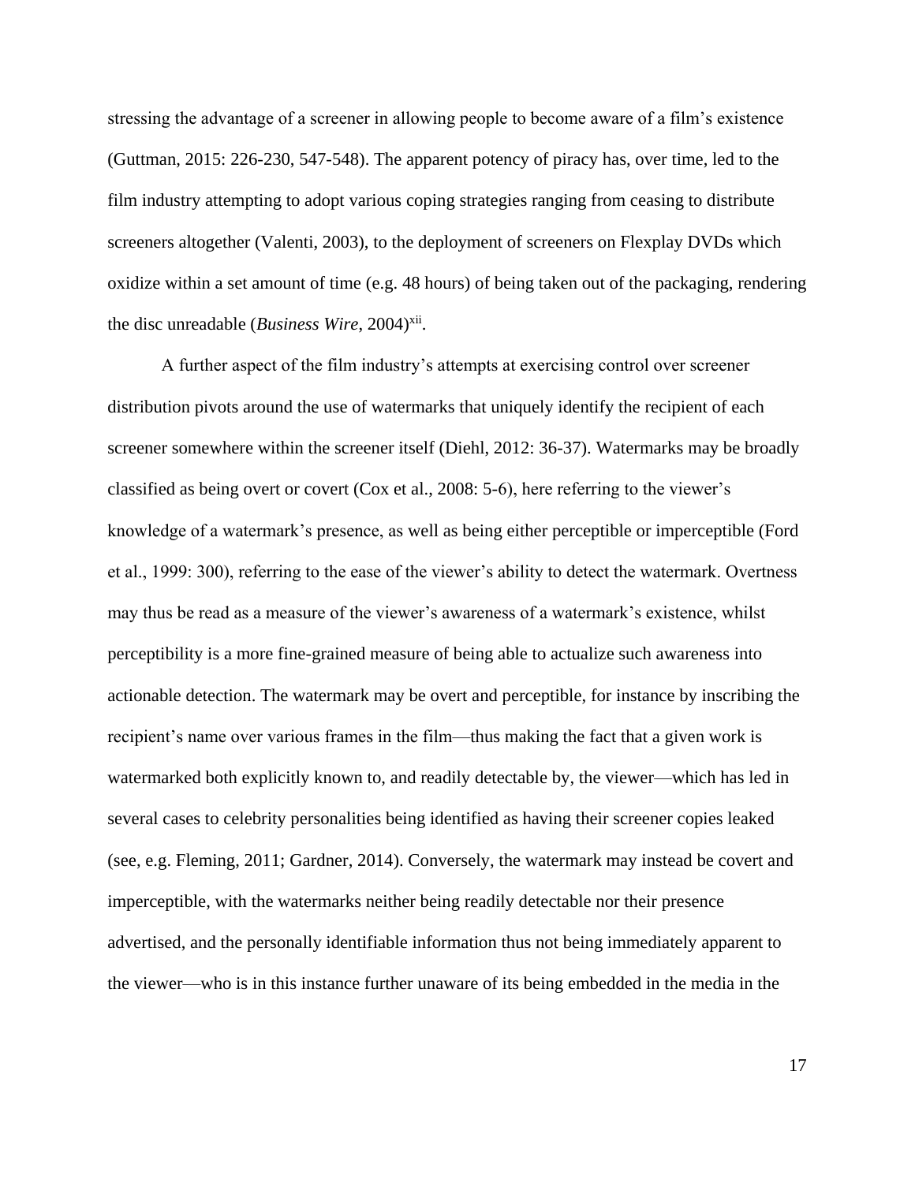stressing the advantage of a screener in allowing people to become aware of a film's existence (Guttman, 2015: 226-230, 547-548). The apparent potency of piracy has, over time, led to the film industry attempting to adopt various coping strategies ranging from ceasing to distribute screeners altogether (Valenti, 2003), to the deployment of screeners on Flexplay DVDs which oxidize within a set amount of time (e.g. 48 hours) of being taken out of the packaging, rendering the disc unreadable (*Business Wire*, 2004)[xii].

A further aspect of the film industry's attempts at exercising control over screener distribution pivots around the use of watermarks that uniquely identify the recipient of each screener somewhere within the screener itself (Diehl, 2012: 36-37). Watermarks may be broadly classified as being overt or covert (Cox et al., 2008: 5-6), here referring to the viewer's knowledge of a watermark's presence, as well as being either perceptible or imperceptible (Ford et al., 1999: 300), referring to the ease of the viewer's ability to detect the watermark. Overtness may thus be read as a measure of the viewer's awareness of a watermark's existence, whilst perceptibility is a more fine-grained measure of being able to actualize such awareness into actionable detection. The watermark may be overt and perceptible, for instance by inscribing the recipient's name over various frames in the film—thus making the fact that a given work is watermarked both explicitly known to, and readily detectable by, the viewer—which has led in several cases to celebrity personalities being identified as having their screener copies leaked (see, e.g. Fleming, 2011; Gardner, 2014). Conversely, the watermark may instead be covert and imperceptible, with the watermarks neither being readily detectable nor their presence advertised, and the personally identifiable information thus not being immediately apparent to the viewer—who is in this instance further unaware of its being embedded in the media in the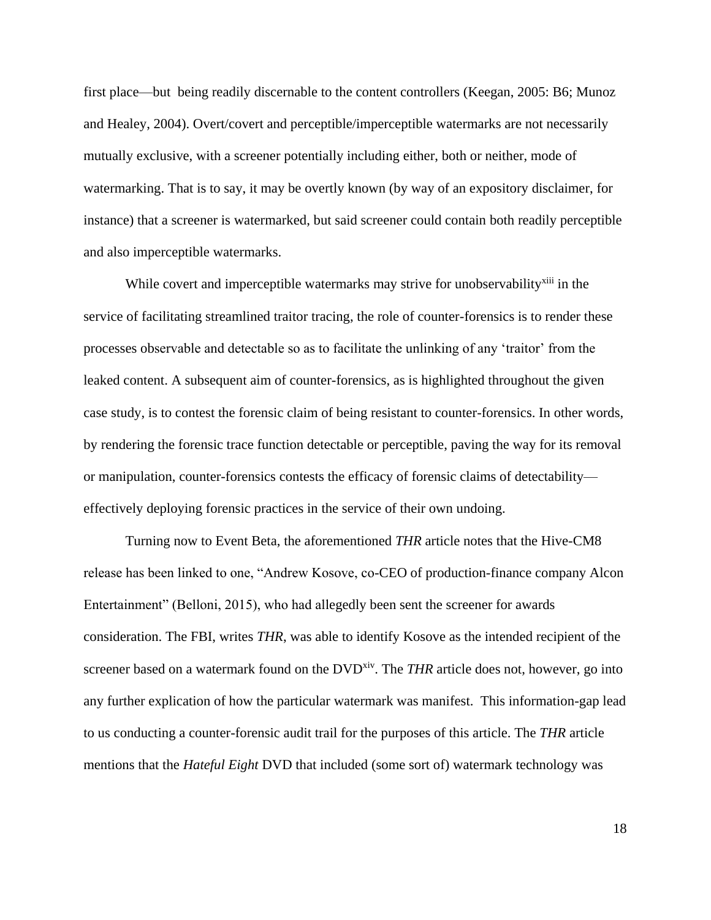first place—but being readily discernable to the content controllers (Keegan, 2005: B6; Munoz and Healey, 2004). Overt/covert and perceptible/imperceptible watermarks are not necessarily mutually exclusive, with a screener potentially including either, both or neither, mode of watermarking. That is to say, it may be overtly known (by way of an expository disclaimer, for instance) that a screener is watermarked, but said screener could contain both readily perceptible and also imperceptible watermarks.

While covert and imperceptible watermarks may strive for unobservability[xiii] in the service of facilitating streamlined traitor tracing, the role of counter-forensics is to render these processes observable and detectable so as to facilitate the unlinking of any 'traitor' from the leaked content. A subsequent aim of counter-forensics, as is highlighted throughout the given case study, is to contest the forensic claim of being resistant to counter-forensics. In other words, by rendering the forensic trace function detectable or perceptible, paving the way for its removal or manipulation, counter-forensics contests the efficacy of forensic claims of detectability—effectively deploying forensic practices in the service of their own undoing.

Turning now to Event Beta, the aforementioned *THR* article notes that the Hive-CM8 release has been linked to one, "Andrew Kosove, co-CEO of production-finance company Alcon Entertainment" (Belloni, 2015), who had allegedly been sent the screener for awards consideration. The FBI, writes *THR*, was able to identify Kosove as the intended recipient of the screener based on a watermark found on the DVD[xiv]. The *THR* article does not, however, go into any further explication of how the particular watermark was manifest. This information-gap lead to us conducting a counter-forensic audit trail for the purposes of this article. The *THR* article mentions that the *Hateful Eight* DVD that included (some sort of) watermark technology was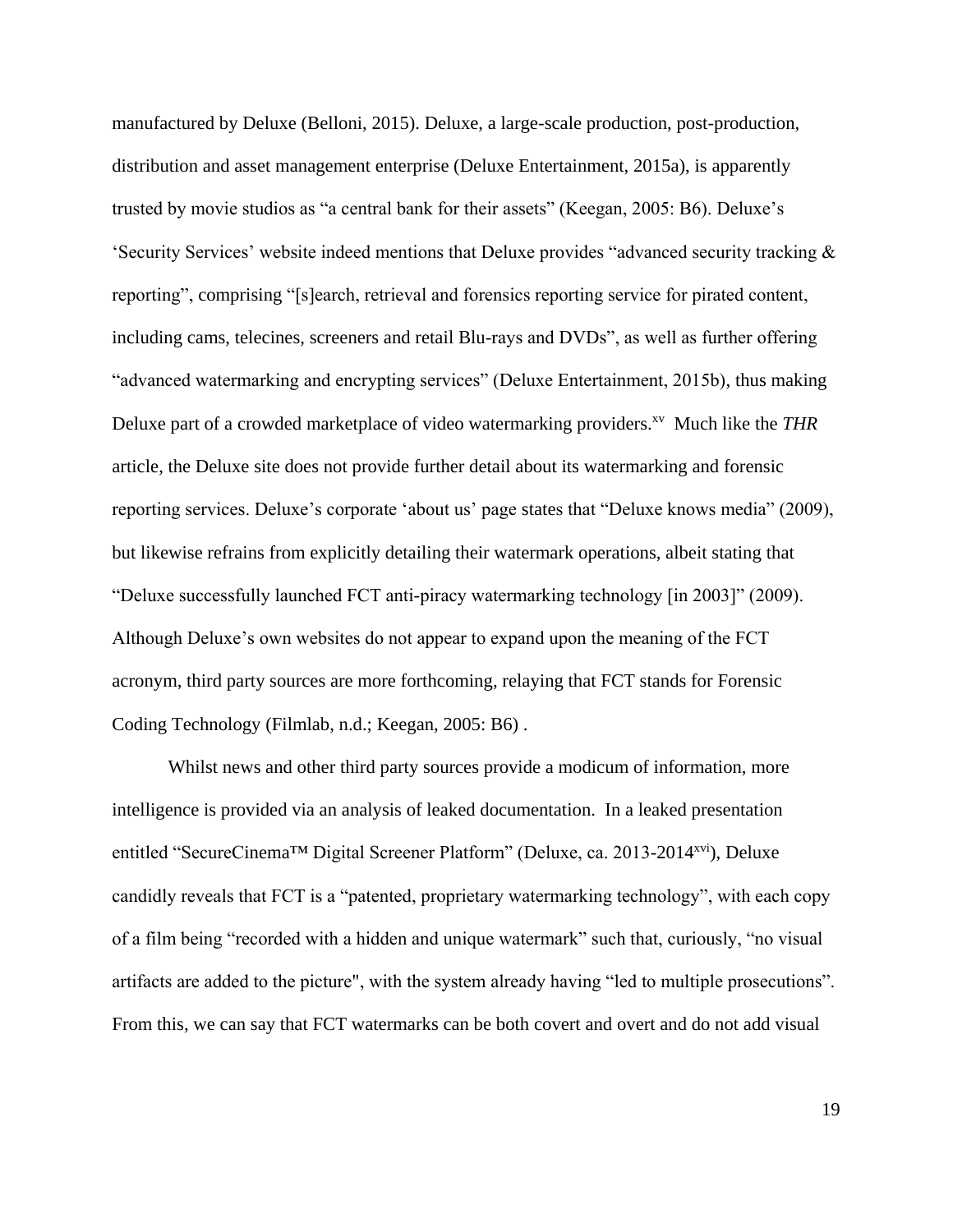manufactured by Deluxe (Belloni, 2015). Deluxe, a large-scale production, post-production, distribution and asset management enterprise (Deluxe Entertainment, 2015a), is apparently trusted by movie studios as "a central bank for their assets" (Keegan, 2005: B6). Deluxe's 'Security Services' website indeed mentions that Deluxe provides "advanced security tracking & reporting", comprising "[s]earch, retrieval and forensics reporting service for pirated content, including cams, telecines, screeners and retail Blu-rays and DVDs", as well as further offering "advanced watermarking and encrypting services" (Deluxe Entertainment, 2015b), thus making Deluxe part of a crowded marketplace of video watermarking providers.[xv] Much like the ***THR*** article, the Deluxe site does not provide further detail about its watermarking and forensic reporting services. Deluxe's corporate 'about us' page states that "Deluxe knows media" (2009), but likewise refrains from explicitly detailing their watermark operations, albeit stating that "Deluxe successfully launched FCT anti-piracy watermarking technology [in 2003]" (2009). Although Deluxe's own websites do not appear to expand upon the meaning of the FCT acronym, third party sources are more forthcoming, relaying that FCT stands for Forensic Coding Technology (Filmlab, n.d.; Keegan, 2005: B6) .

Whilst news and other third party sources provide a modicum of information, more intelligence is provided via an analysis of leaked documentation. In a leaked presentation entitled "SecureCinema™ Digital Screener Platform" (Deluxe, ca. 2013-2014[xvi]), Deluxe candidly reveals that FCT is a "patented, proprietary watermarking technology", with each copy of a film being "recorded with a hidden and unique watermark" such that, curiously, "no visual artifacts are added to the picture", with the system already having "led to multiple prosecutions". From this, we can say that FCT watermarks can be both covert and overt and do not add visual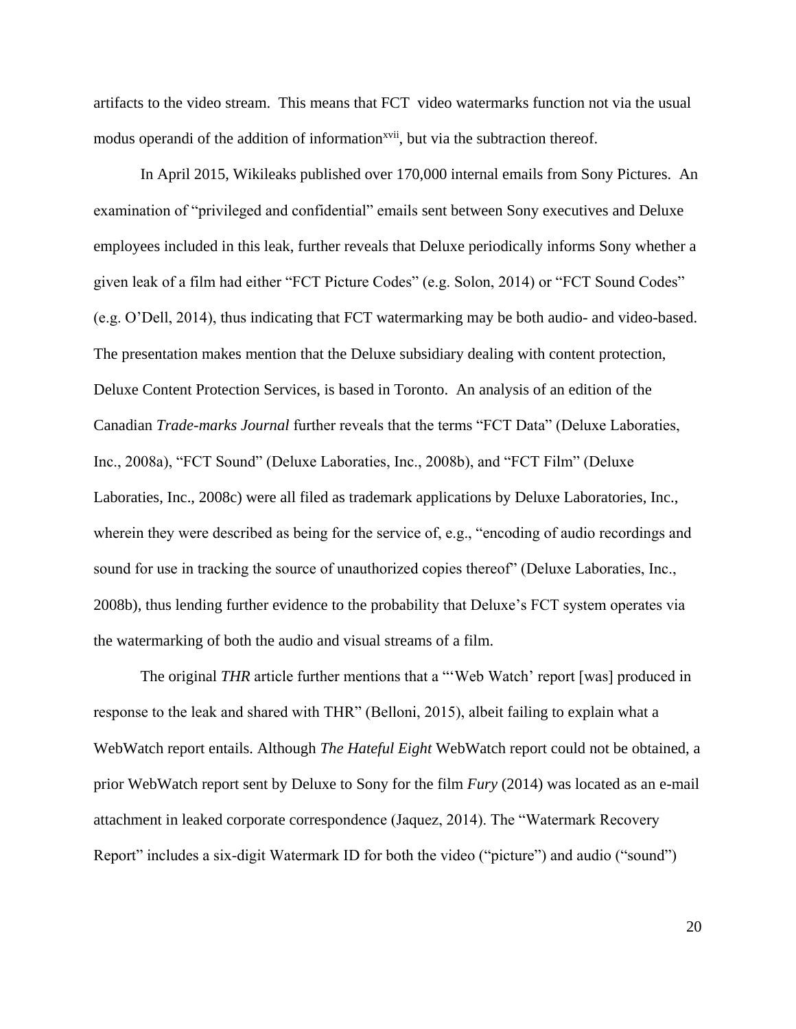artifacts to the video stream. This means that FCT video watermarks function not via the usual modus operandi of the addition of information[xvii], but via the subtraction thereof.

In April 2015, Wikileaks published over 170,000 internal emails from Sony Pictures. An examination of "privileged and confidential" emails sent between Sony executives and Deluxe employees included in this leak, further reveals that Deluxe periodically informs Sony whether a given leak of a film had either "FCT Picture Codes" (e.g. Solon, 2014) or "FCT Sound Codes" (e.g. O'Dell, 2014), thus indicating that FCT watermarking may be both audio- and video-based. The presentation makes mention that the Deluxe subsidiary dealing with content protection, Deluxe Content Protection Services, is based in Toronto. An analysis of an edition of the Canadian *Trade-marks Journal* further reveals that the terms "FCT Data" (Deluxe Laboraties, Inc., 2008a), "FCT Sound" (Deluxe Laboraties, Inc., 2008b), and "FCT Film" (Deluxe Laboraties, Inc., 2008c) were all filed as trademark applications by Deluxe Laboratories, Inc., wherein they were described as being for the service of, e.g., "encoding of audio recordings and sound for use in tracking the source of unauthorized copies thereof" (Deluxe Laboraties, Inc., 2008b), thus lending further evidence to the probability that Deluxe's FCT system operates via the watermarking of both the audio and visual streams of a film.

The original *THR* article further mentions that a "'Web Watch' report [was] produced in response to the leak and shared with THR" (Belloni, 2015), albeit failing to explain what a WebWatch report entails. Although *The Hateful Eight* WebWatch report could not be obtained, a prior WebWatch report sent by Deluxe to Sony for the film *Fury* (2014) was located as an e-mail attachment in leaked corporate correspondence (Jaquez, 2014). The "Watermark Recovery Report" includes a six-digit Watermark ID for both the video ("picture") and audio ("sound")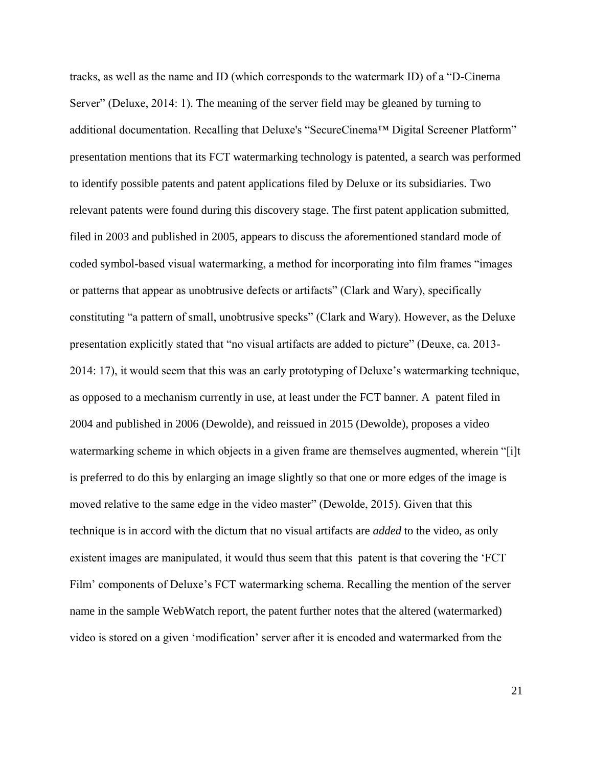tracks, as well as the name and ID (which corresponds to the watermark ID) of a "D-Cinema Server" (Deluxe, 2014: 1). The meaning of the server field may be gleaned by turning to additional documentation. Recalling that Deluxe's "SecureCinema™ Digital Screener Platform" presentation mentions that its FCT watermarking technology is patented, a search was performed to identify possible patents and patent applications filed by Deluxe or its subsidiaries. Two relevant patents were found during this discovery stage. The first patent application submitted, filed in 2003 and published in 2005, appears to discuss the aforementioned standard mode of coded symbol-based visual watermarking, a method for incorporating into film frames "images or patterns that appear as unobtrusive defects or artifacts" (Clark and Wary), specifically constituting "a pattern of small, unobtrusive specks" (Clark and Wary). However, as the Deluxe presentation explicitly stated that "no visual artifacts are added to picture" (Deuxe, ca. 2013-2014: 17), it would seem that this was an early prototyping of Deluxe's watermarking technique, as opposed to a mechanism currently in use, at least under the FCT banner. A patent filed in 2004 and published in 2006 (Dewolde), and reissued in 2015 (Dewolde), proposes a video watermarking scheme in which objects in a given frame are themselves augmented, wherein "[i]t is preferred to do this by enlarging an image slightly so that one or more edges of the image is moved relative to the same edge in the video master" (Dewolde, 2015). Given that this technique is in accord with the dictum that no visual artifacts are *added* to the video, as only existent images are manipulated, it would thus seem that this patent is that covering the 'FCT Film' components of Deluxe's FCT watermarking schema. Recalling the mention of the server name in the sample WebWatch report, the patent further notes that the altered (watermarked) video is stored on a given 'modification' server after it is encoded and watermarked from the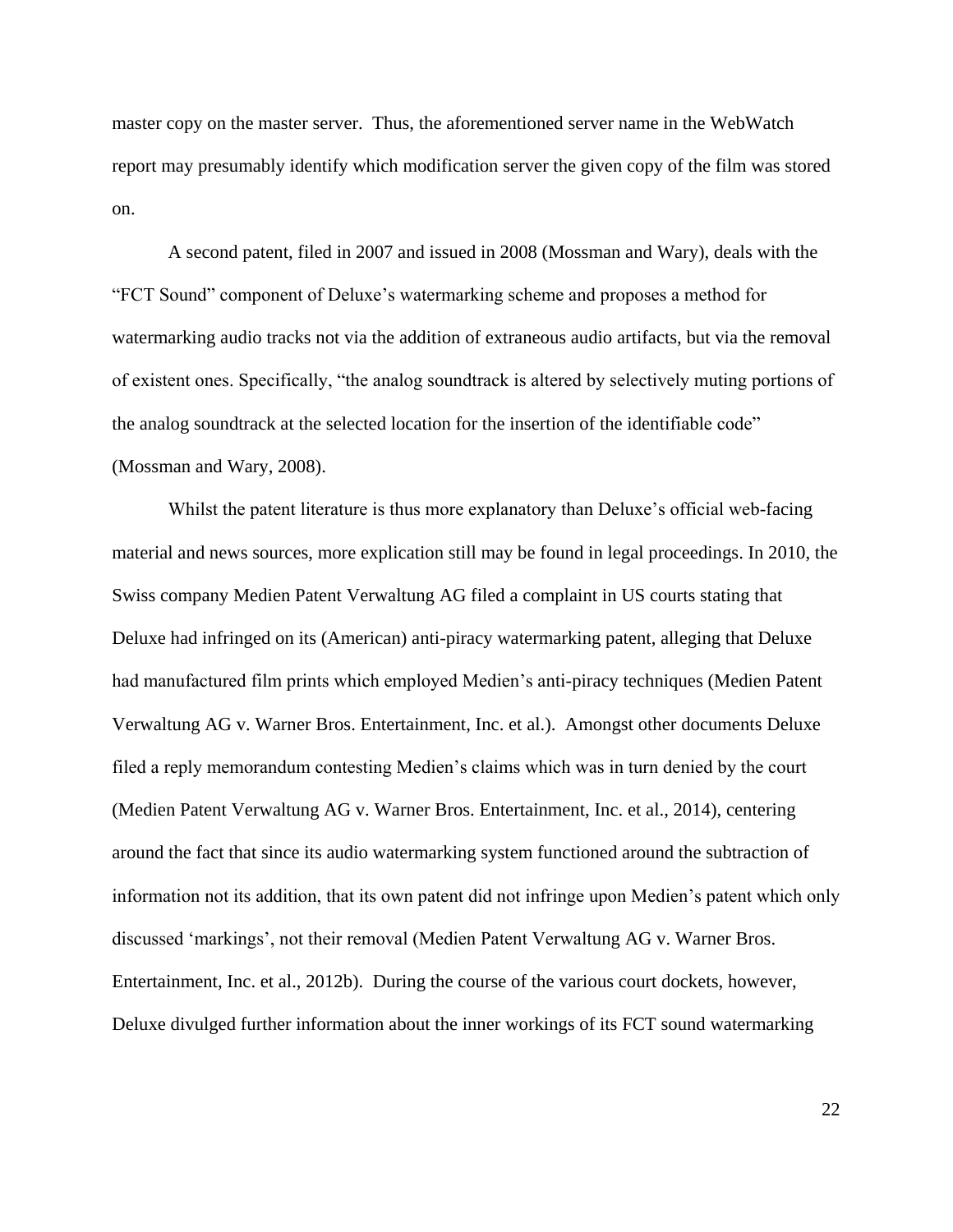master copy on the master server. Thus, the aforementioned server name in the WebWatch report may presumably identify which modification server the given copy of the film was stored on.

A second patent, filed in 2007 and issued in 2008 (Mossman and Wary), deals with the "FCT Sound" component of Deluxe's watermarking scheme and proposes a method for watermarking audio tracks not via the addition of extraneous audio artifacts, but via the removal of existent ones. Specifically, "the analog soundtrack is altered by selectively muting portions of the analog soundtrack at the selected location for the insertion of the identifiable code" (Mossman and Wary, 2008).

Whilst the patent literature is thus more explanatory than Deluxe's official web-facing material and news sources, more explication still may be found in legal proceedings. In 2010, the Swiss company Medien Patent Verwaltung AG filed a complaint in US courts stating that Deluxe had infringed on its (American) anti-piracy watermarking patent, alleging that Deluxe had manufactured film prints which employed Medien's anti-piracy techniques (Medien Patent Verwaltung AG v. Warner Bros. Entertainment, Inc. et al.). Amongst other documents Deluxe filed a reply memorandum contesting Medien's claims which was in turn denied by the court (Medien Patent Verwaltung AG v. Warner Bros. Entertainment, Inc. et al., 2014), centering around the fact that since its audio watermarking system functioned around the subtraction of information not its addition, that its own patent did not infringe upon Medien's patent which only discussed 'markings', not their removal (Medien Patent Verwaltung AG v. Warner Bros. Entertainment, Inc. et al., 2012b). During the course of the various court dockets, however, Deluxe divulged further information about the inner workings of its FCT sound watermarking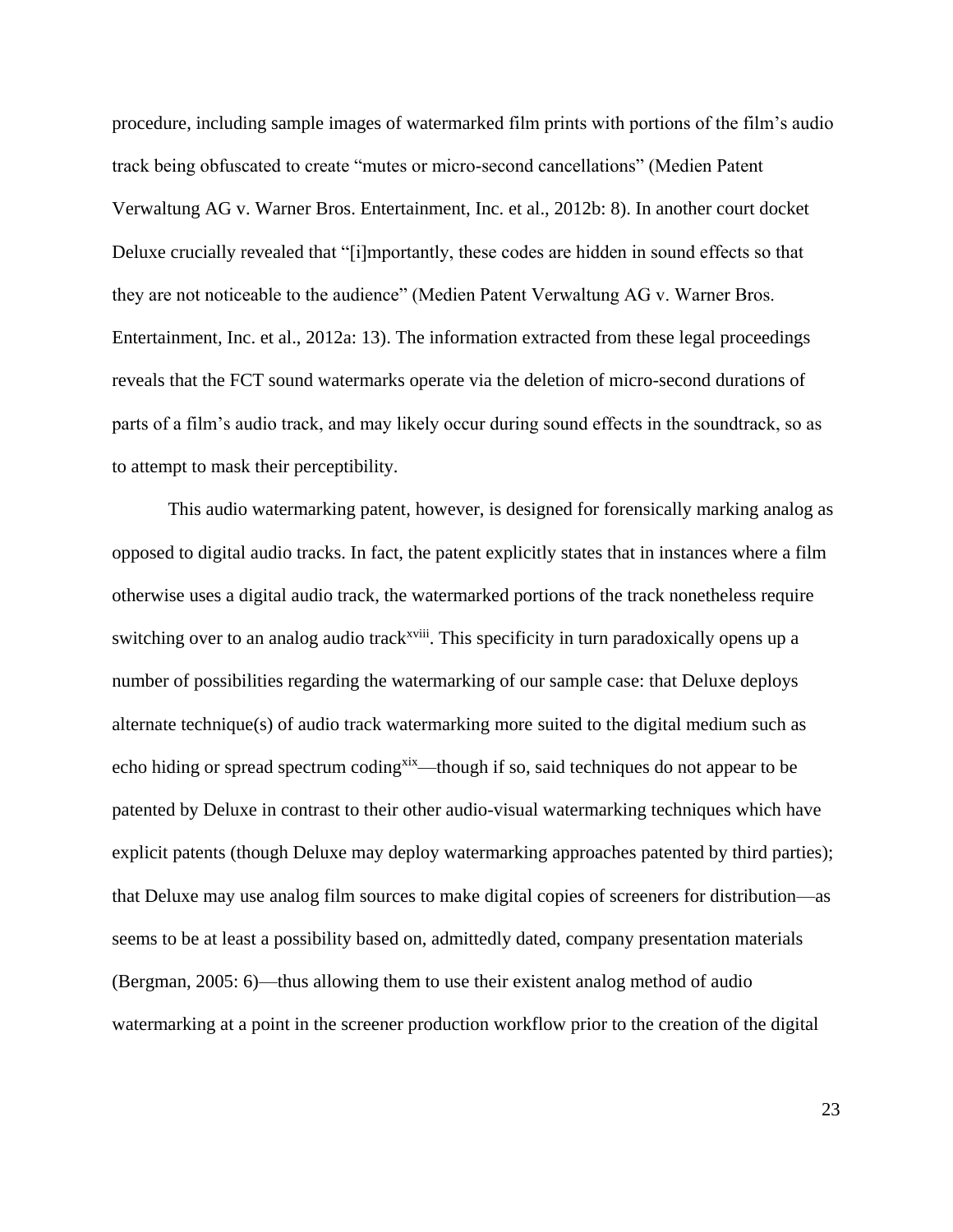procedure, including sample images of watermarked film prints with portions of the film's audio track being obfuscated to create "mutes or micro-second cancellations" (Medien Patent Verwaltung AG v. Warner Bros. Entertainment, Inc. et al., 2012b: 8). In another court docket Deluxe crucially revealed that "[i]mportantly, these codes are hidden in sound effects so that they are not noticeable to the audience" (Medien Patent Verwaltung AG v. Warner Bros. Entertainment, Inc. et al., 2012a: 13). The information extracted from these legal proceedings reveals that the FCT sound watermarks operate via the deletion of micro-second durations of parts of a film's audio track, and may likely occur during sound effects in the soundtrack, so as to attempt to mask their perceptibility.

This audio watermarking patent, however, is designed for forensically marking analog as opposed to digital audio tracks. In fact, the patent explicitly states that in instances where a film otherwise uses a digital audio track, the watermarked portions of the track nonetheless require switching over to an analog audio track[xviii]. This specificity in turn paradoxically opens up a number of possibilities regarding the watermarking of our sample case: that Deluxe deploys alternate technique(s) of audio track watermarking more suited to the digital medium such as echo hiding or spread spectrum coding[xix]—though if so, said techniques do not appear to be patented by Deluxe in contrast to their other audio-visual watermarking techniques which have explicit patents (though Deluxe may deploy watermarking approaches patented by third parties); that Deluxe may use analog film sources to make digital copies of screeners for distribution—as seems to be at least a possibility based on, admittedly dated, company presentation materials (Bergman, 2005: 6)—thus allowing them to use their existent analog method of audio watermarking at a point in the screener production workflow prior to the creation of the digital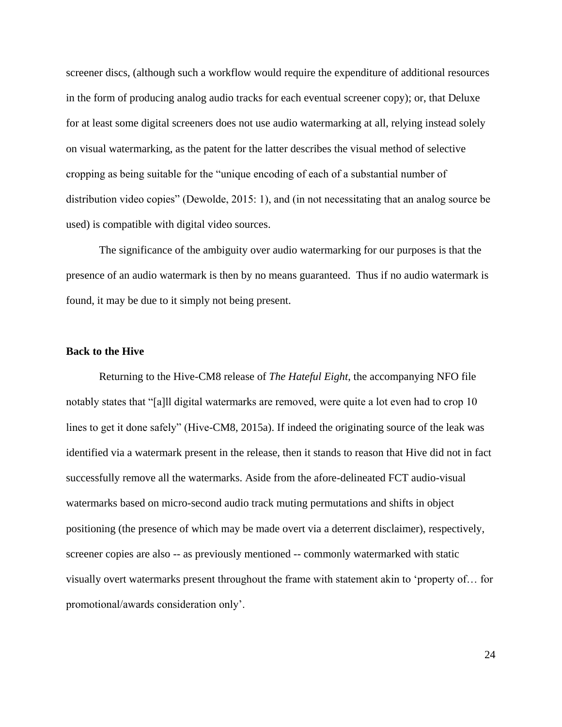screener discs, (although such a workflow would require the expenditure of additional resources in the form of producing analog audio tracks for each eventual screener copy); or, that Deluxe for at least some digital screeners does not use audio watermarking at all, relying instead solely on visual watermarking, as the patent for the latter describes the visual method of selective cropping as being suitable for the "unique encoding of each of a substantial number of distribution video copies" (Dewolde, 2015: 1), and (in not necessitating that an analog source be used) is compatible with digital video sources.

The significance of the ambiguity over audio watermarking for our purposes is that the presence of an audio watermark is then by no means guaranteed. Thus if no audio watermark is found, it may be due to it simply not being present.

## Back to the Hive

Returning to the Hive-CM8 release of *The Hateful Eight*, the accompanying NFO file notably states that "[a]ll digital watermarks are removed, were quite a lot even had to crop 10 lines to get it done safely" (Hive-CM8, 2015a). If indeed the originating source of the leak was identified via a watermark present in the release, then it stands to reason that Hive did not in fact successfully remove all the watermarks. Aside from the afore-delineated FCT audio-visual watermarks based on micro-second audio track muting permutations and shifts in object positioning (the presence of which may be made overt via a deterrent disclaimer), respectively, screener copies are also -- as previously mentioned -- commonly watermarked with static visually overt watermarks present throughout the frame with statement akin to 'property of… for promotional/awards consideration only'.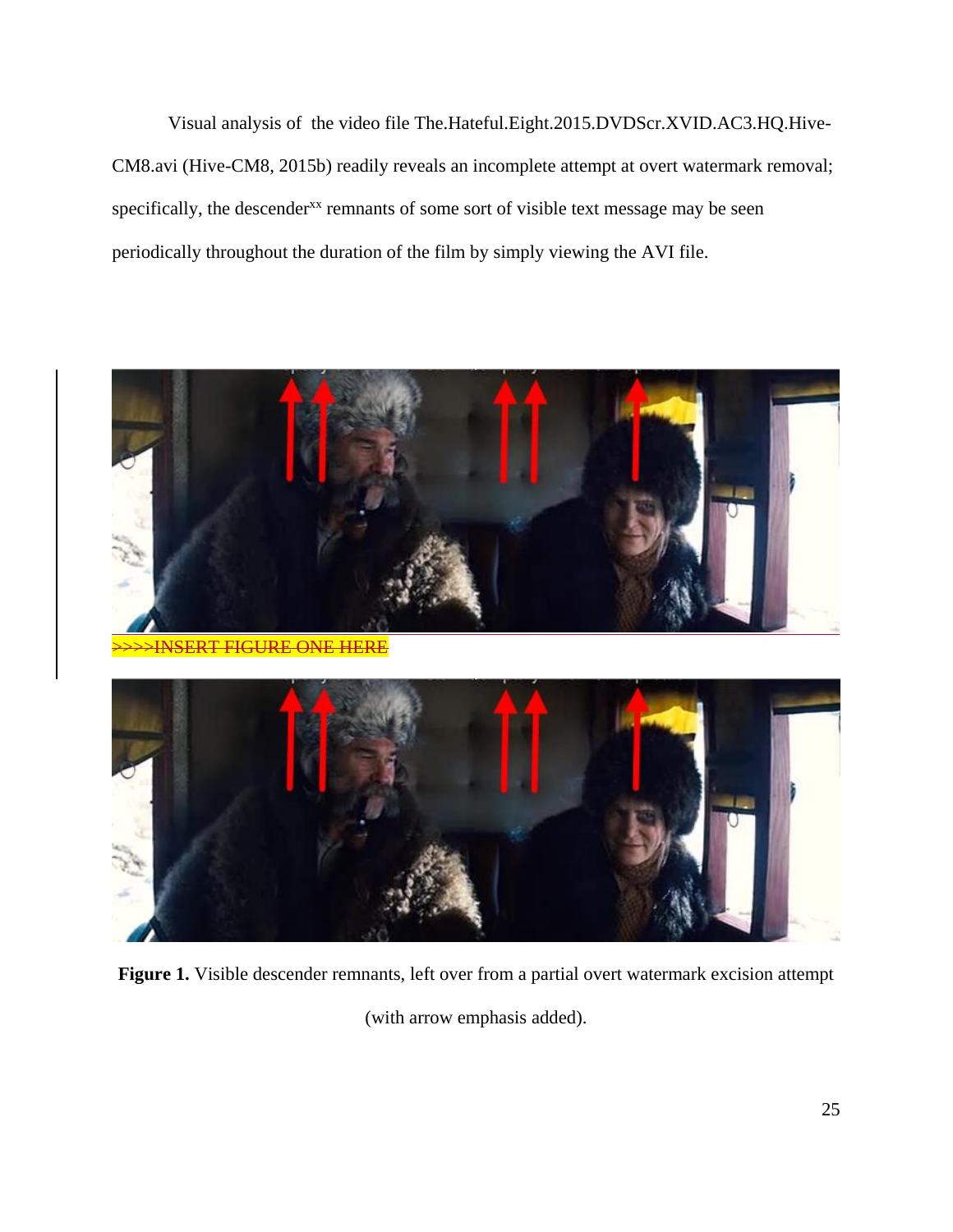Visual analysis of the video file The.Hateful.Eight.2015.DVDScr.XVID.AC3.HQ.Hive-CM8.avi (Hive-CM8, 2015b) readily reveals an incomplete attempt at overt watermark removal; specifically, the descender[xx] remnants of some sort of visible text message may be seen periodically throughout the duration of the film by simply viewing the AVI file.

~~>>>>INSERT FIGURE ONE HERE~~

**Figure 1.** Visible descender remnants, left over from a partial overt watermark excision attempt (with arrow emphasis added).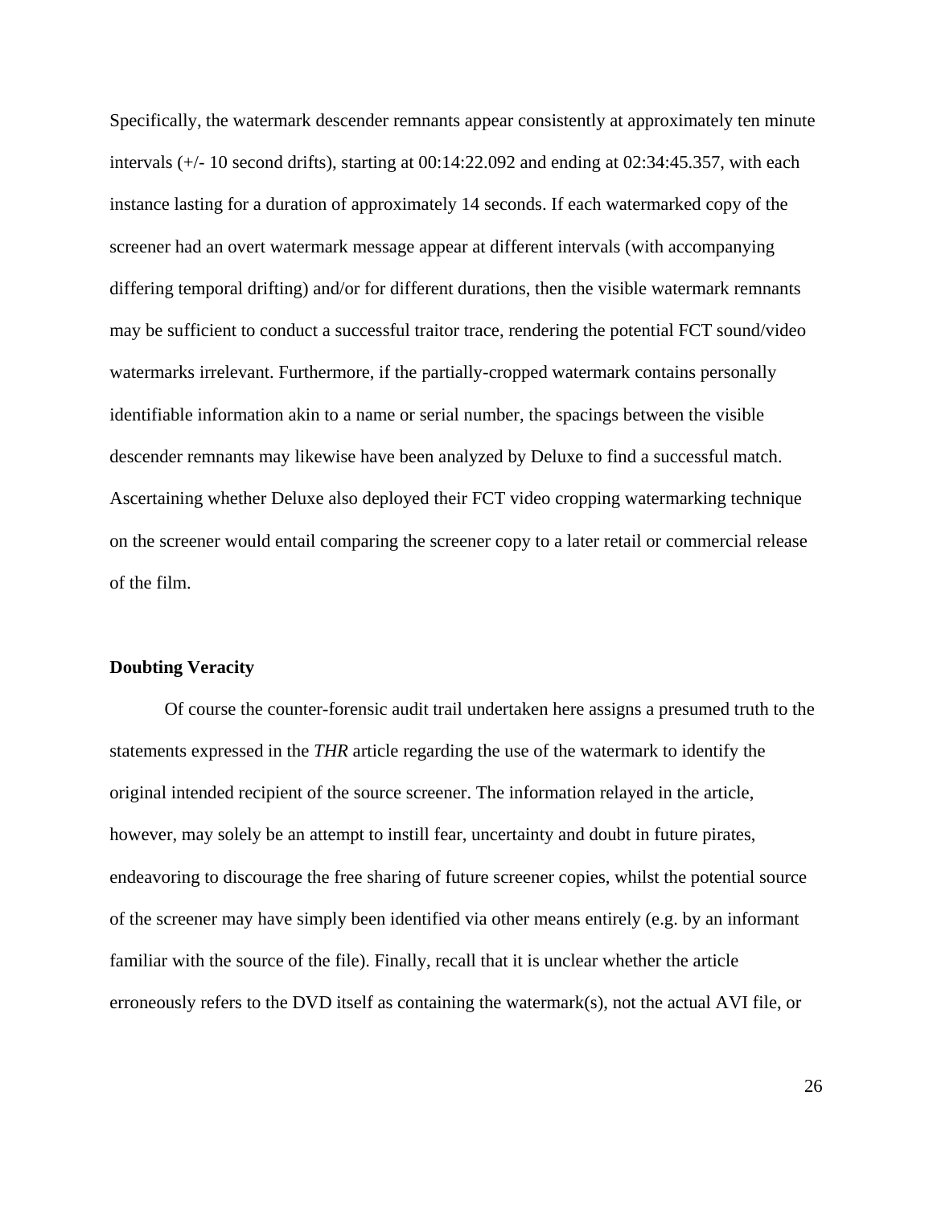Specifically, the watermark descender remnants appear consistently at approximately ten minute intervals (+/- 10 second drifts), starting at 00:14:22.092 and ending at 02:34:45.357, with each instance lasting for a duration of approximately 14 seconds. If each watermarked copy of the screener had an overt watermark message appear at different intervals (with accompanying differing temporal drifting) and/or for different durations, then the visible watermark remnants may be sufficient to conduct a successful traitor trace, rendering the potential FCT sound/video watermarks irrelevant. Furthermore, if the partially-cropped watermark contains personally identifiable information akin to a name or serial number, the spacings between the visible descender remnants may likewise have been analyzed by Deluxe to find a successful match. Ascertaining whether Deluxe also deployed their FCT video cropping watermarking technique on the screener would entail comparing the screener copy to a later retail or commercial release of the film.

**Doubting Veracity**

Of course the counter-forensic audit trail undertaken here assigns a presumed truth to the statements expressed in the *THR* article regarding the use of the watermark to identify the original intended recipient of the source screener. The information relayed in the article, however, may solely be an attempt to instill fear, uncertainty and doubt in future pirates, endeavoring to discourage the free sharing of future screener copies, whilst the potential source of the screener may have simply been identified via other means entirely (e.g. by an informant familiar with the source of the file). Finally, recall that it is unclear whether the article erroneously refers to the DVD itself as containing the watermark(s), not the actual AVI file, or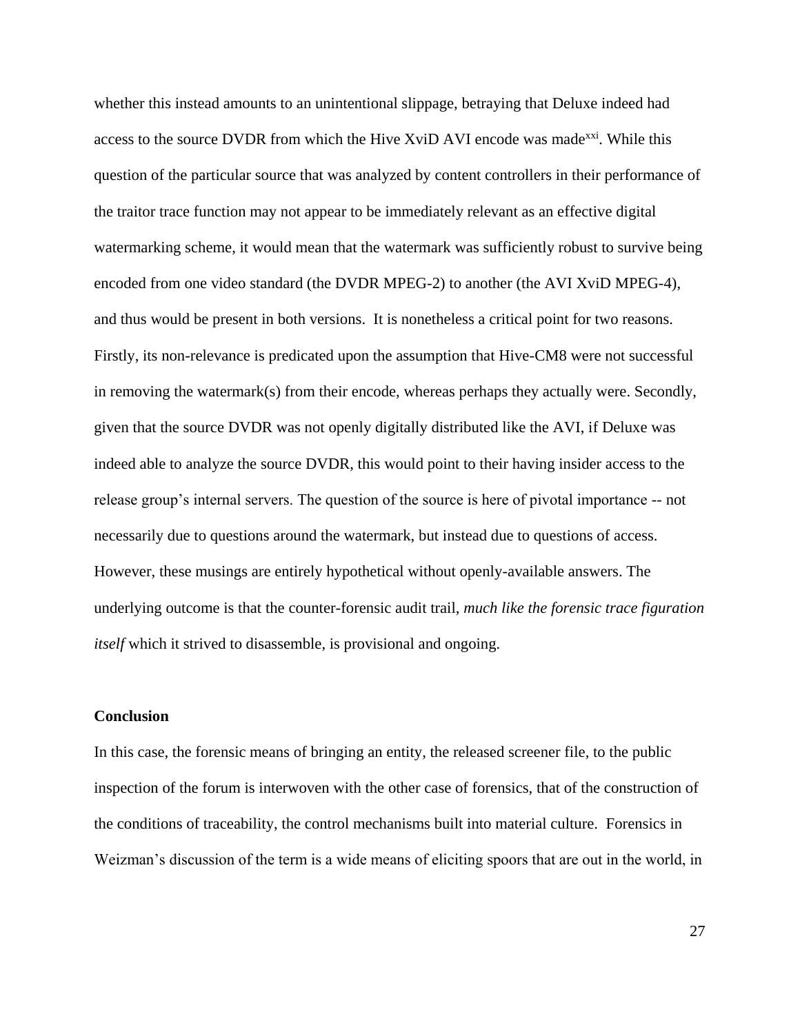whether this instead amounts to an unintentional slippage, betraying that Deluxe indeed had access to the source DVDR from which the Hive XviD AVI encode was made[xxi]. While this question of the particular source that was analyzed by content controllers in their performance of the traitor trace function may not appear to be immediately relevant as an effective digital watermarking scheme, it would mean that the watermark was sufficiently robust to survive being encoded from one video standard (the DVDR MPEG-2) to another (the AVI XviD MPEG-4), and thus would be present in both versions. It is nonetheless a critical point for two reasons. Firstly, its non-relevance is predicated upon the assumption that Hive-CM8 were not successful in removing the watermark(s) from their encode, whereas perhaps they actually were. Secondly, given that the source DVDR was not openly digitally distributed like the AVI, if Deluxe was indeed able to analyze the source DVDR, this would point to their having insider access to the release group's internal servers. The question of the source is here of pivotal importance -- not necessarily due to questions around the watermark, but instead due to questions of access. However, these musings are entirely hypothetical without openly-available answers. The underlying outcome is that the counter-forensic audit trail, *much like the forensic trace figuration itself* which it strived to disassemble, is provisional and ongoing.

**Conclusion**

In this case, the forensic means of bringing an entity, the released screener file, to the public inspection of the forum is interwoven with the other case of forensics, that of the construction of the conditions of traceability, the control mechanisms built into material culture. Forensics in Weizman's discussion of the term is a wide means of eliciting spoors that are out in the world, in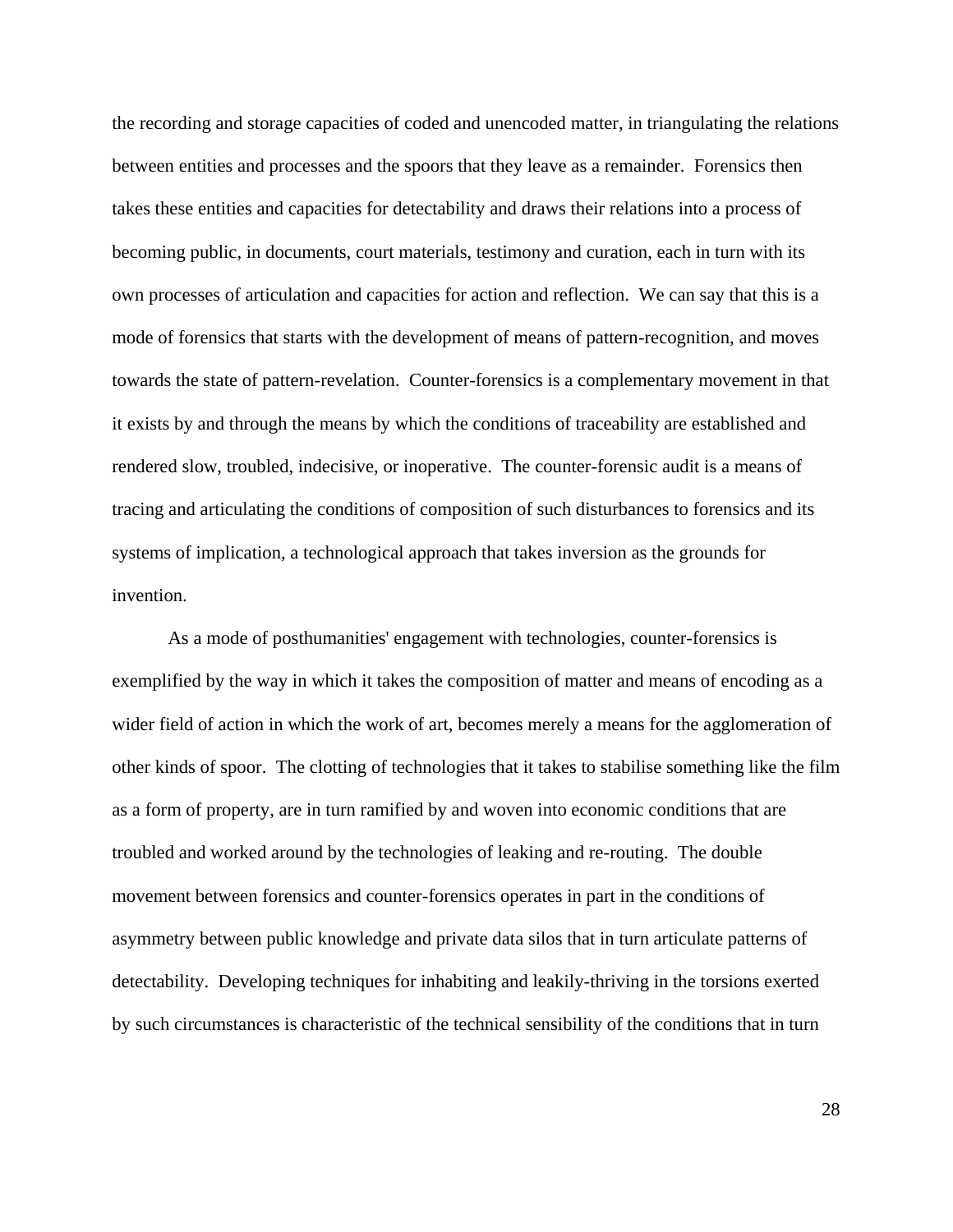the recording and storage capacities of coded and unencoded matter, in triangulating the relations between entities and processes and the spoors that they leave as a remainder. Forensics then takes these entities and capacities for detectability and draws their relations into a process of becoming public, in documents, court materials, testimony and curation, each in turn with its own processes of articulation and capacities for action and reflection. We can say that this is a mode of forensics that starts with the development of means of pattern-recognition, and moves towards the state of pattern-revelation. Counter-forensics is a complementary movement in that it exists by and through the means by which the conditions of traceability are established and rendered slow, troubled, indecisive, or inoperative. The counter-forensic audit is a means of tracing and articulating the conditions of composition of such disturbances to forensics and its systems of implication, a technological approach that takes inversion as the grounds for invention.

As a mode of posthumanities' engagement with technologies, counter-forensics is exemplified by the way in which it takes the composition of matter and means of encoding as a wider field of action in which the work of art, becomes merely a means for the agglomeration of other kinds of spoor. The clotting of technologies that it takes to stabilise something like the film as a form of property, are in turn ramified by and woven into economic conditions that are troubled and worked around by the technologies of leaking and re-routing. The double movement between forensics and counter-forensics operates in part in the conditions of asymmetry between public knowledge and private data silos that in turn articulate patterns of detectability. Developing techniques for inhabiting and leakily-thriving in the torsions exerted by such circumstances is characteristic of the technical sensibility of the conditions that in turn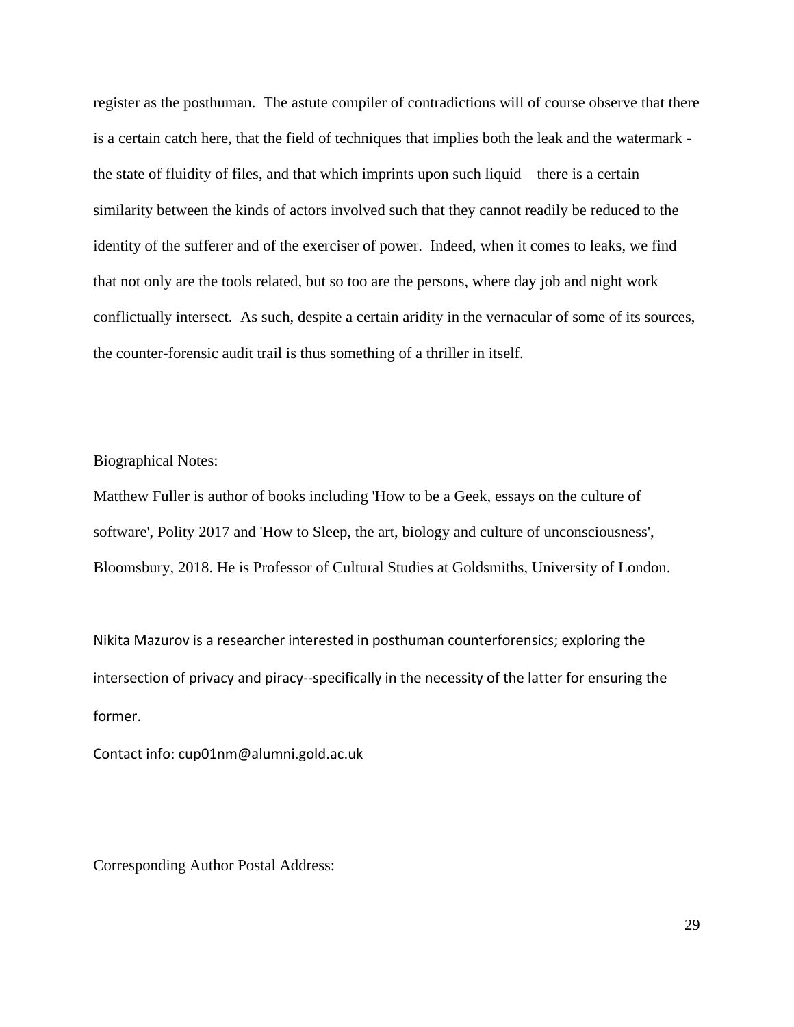register as the posthuman. The astute compiler of contradictions will of course observe that there is a certain catch here, that the field of techniques that implies both the leak and the watermark - the state of fluidity of files, and that which imprints upon such liquid – there is a certain similarity between the kinds of actors involved such that they cannot readily be reduced to the identity of the sufferer and of the exerciser of power. Indeed, when it comes to leaks, we find that not only are the tools related, but so too are the persons, where day job and night work conflictually intersect. As such, despite a certain aridity in the vernacular of some of its sources, the counter-forensic audit trail is thus something of a thriller in itself.

Biographical Notes:

Matthew Fuller is author of books including 'How to be a Geek, essays on the culture of software', Polity 2017 and 'How to Sleep, the art, biology and culture of unconsciousness', Bloomsbury, 2018. He is Professor of Cultural Studies at Goldsmiths, University of London.

Nikita Mazurov is a researcher interested in posthuman counterforensics; exploring the intersection of privacy and piracy--specifically in the necessity of the latter for ensuring the former.

Contact info: cup01nm@alumni.gold.ac.uk

Corresponding Author Postal Address: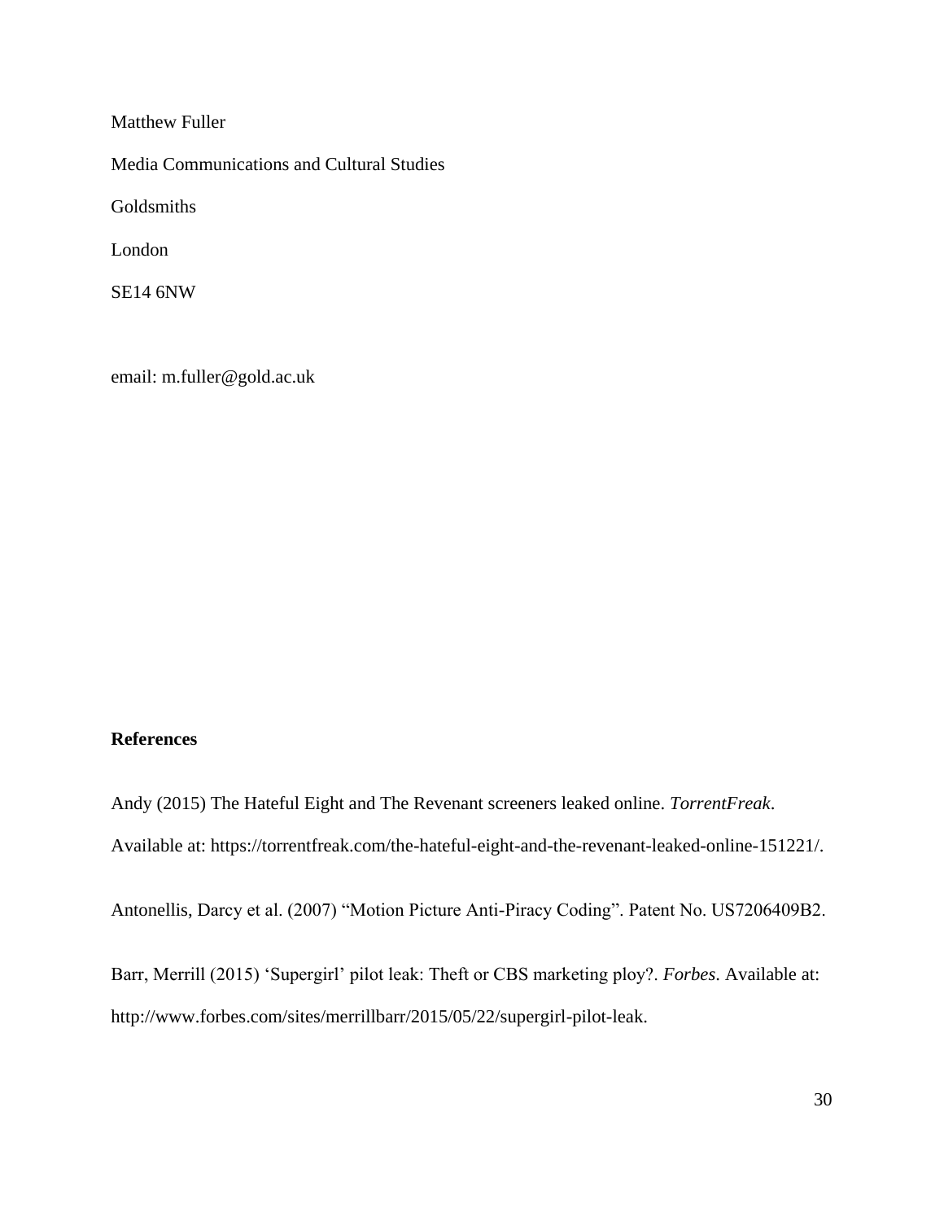Matthew Fuller

Media Communications and Cultural Studies

Goldsmiths

London

SE14 6NW

email: m.fuller@gold.ac.uk

**References**

Andy (2015) The Hateful Eight and The Revenant screeners leaked online. *TorrentFreak*. Available at: https://torrentfreak.com/the-hateful-eight-and-the-revenant-leaked-online-151221/.

Antonellis, Darcy et al. (2007) "Motion Picture Anti-Piracy Coding". Patent No. US7206409B2.

Barr, Merrill (2015) 'Supergirl' pilot leak: Theft or CBS marketing ploy?. *Forbes*. Available at: http://www.forbes.com/sites/merrillbarr/2015/05/22/supergirl-pilot-leak.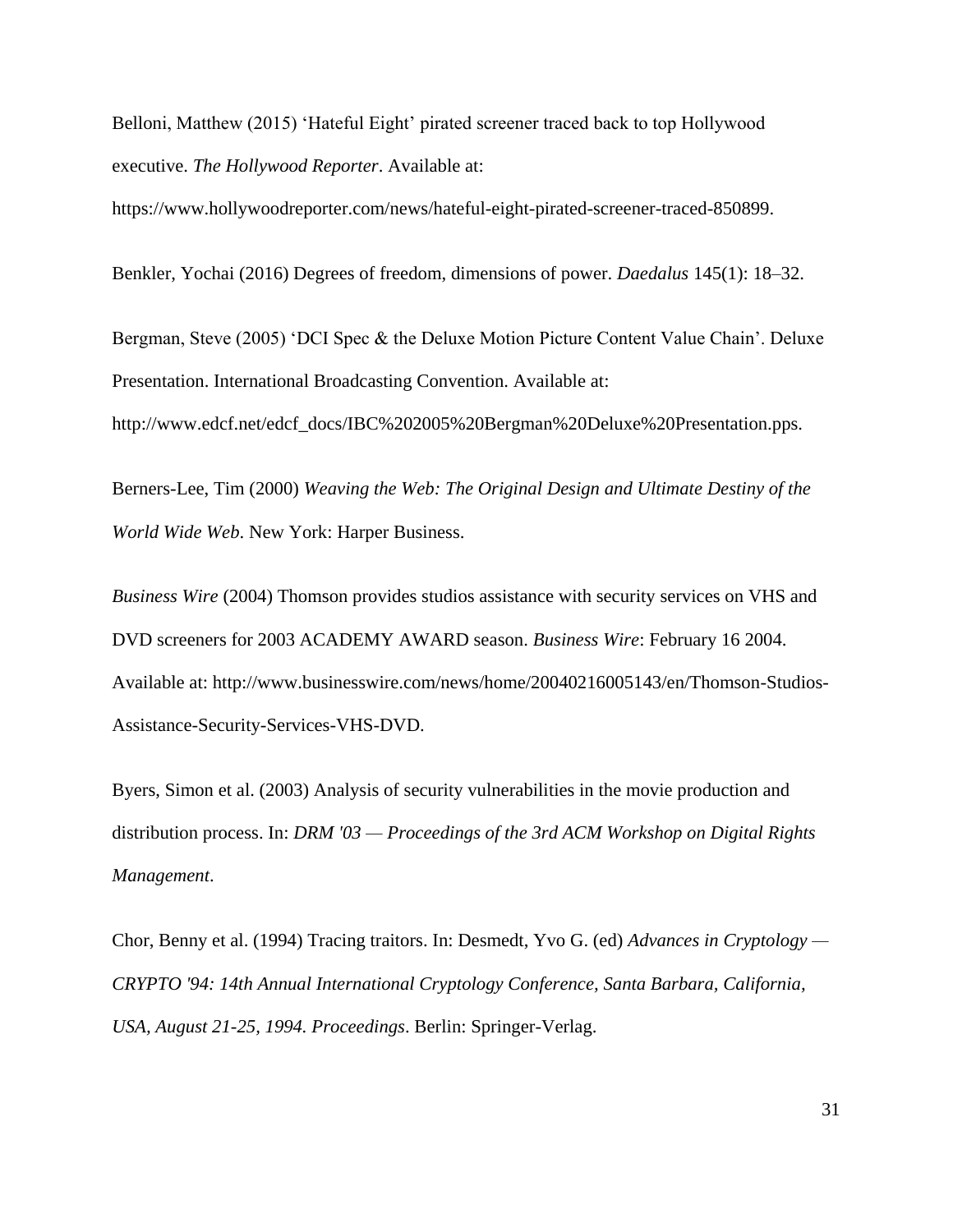Belloni, Matthew (2015) 'Hateful Eight' pirated screener traced back to top Hollywood executive. *The Hollywood Reporter*. Available at: https://www.hollywoodreporter.com/news/hateful-eight-pirated-screener-traced-850899.

Benkler, Yochai (2016) Degrees of freedom, dimensions of power. *Daedalus* 145(1): 18–32.

Bergman, Steve (2005) 'DCI Spec & the Deluxe Motion Picture Content Value Chain'. Deluxe Presentation. International Broadcasting Convention. Available at: http://www.edcf.net/edcf_docs/IBC%202005%20Bergman%20Deluxe%20Presentation.pps.

Berners-Lee, Tim (2000) *Weaving the Web: The Original Design and Ultimate Destiny of the World Wide Web*. New York: Harper Business.

*Business Wire* (2004) Thomson provides studios assistance with security services on VHS and DVD screeners for 2003 ACADEMY AWARD season. *Business Wire*: February 16 2004. Available at: http://www.businesswire.com/news/home/20040216005143/en/Thomson-Studios-Assistance-Security-Services-VHS-DVD.

Byers, Simon et al. (2003) Analysis of security vulnerabilities in the movie production and distribution process. In: *DRM '03 — Proceedings of the 3rd ACM Workshop on Digital Rights Management*.

Chor, Benny et al. (1994) Tracing traitors. In: Desmedt, Yvo G. (ed) *Advances in Cryptology — CRYPTO '94: 14th Annual International Cryptology Conference, Santa Barbara, California, USA, August 21-25, 1994. Proceedings*. Berlin: Springer-Verlag.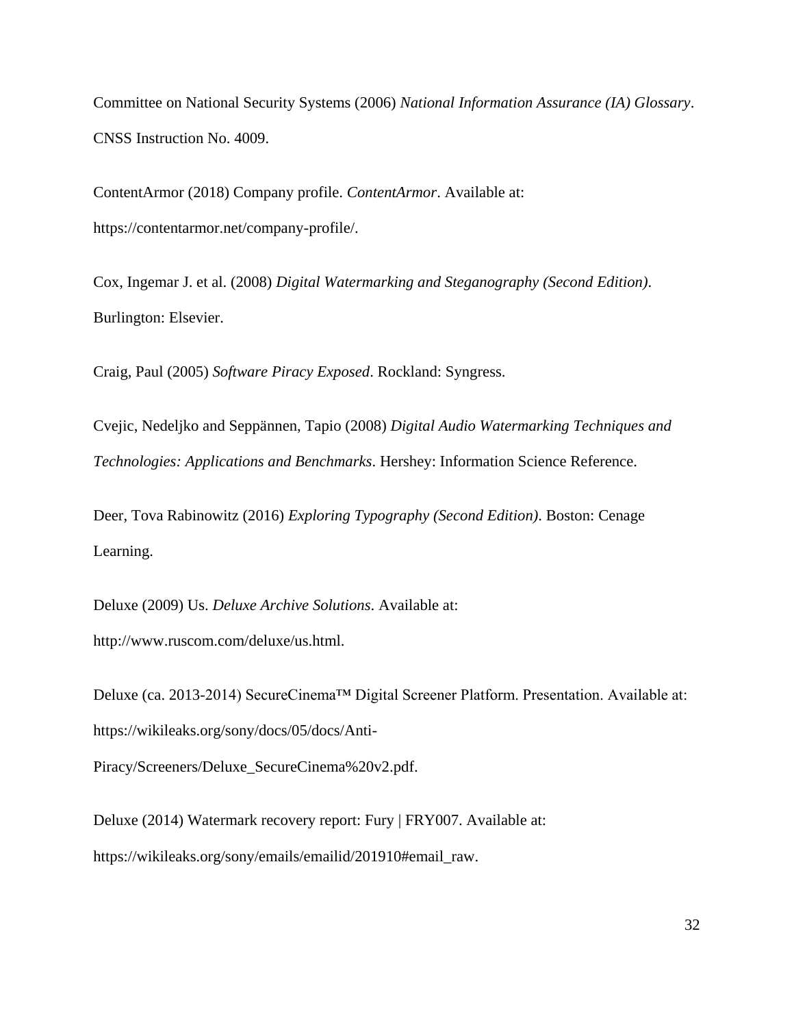Committee on National Security Systems (2006) *National Information Assurance (IA) Glossary*. CNSS Instruction No. 4009.

ContentArmor (2018) Company profile. *ContentArmor*. Available at: https://contentarmor.net/company-profile/.

Cox, Ingemar J. et al. (2008) *Digital Watermarking and Steganography (Second Edition)*. Burlington: Elsevier.

Craig, Paul (2005) *Software Piracy Exposed*. Rockland: Syngress.

Cvejic, Nedeljko and Seppännen, Tapio (2008) *Digital Audio Watermarking Techniques and Technologies: Applications and Benchmarks*. Hershey: Information Science Reference.

Deer, Tova Rabinowitz (2016) *Exploring Typography (Second Edition)*. Boston: Cenage Learning.

Deluxe (2009) Us. *Deluxe Archive Solutions*. Available at: http://www.ruscom.com/deluxe/us.html.

Deluxe (ca. 2013-2014) SecureCinema™ Digital Screener Platform. Presentation. Available at: https://wikileaks.org/sony/docs/05/docs/Anti-Piracy/Screeners/Deluxe_SecureCinema%20v2.pdf.

Deluxe (2014) Watermark recovery report: Fury | FRY007. Available at: https://wikileaks.org/sony/emails/emailid/201910#email_raw.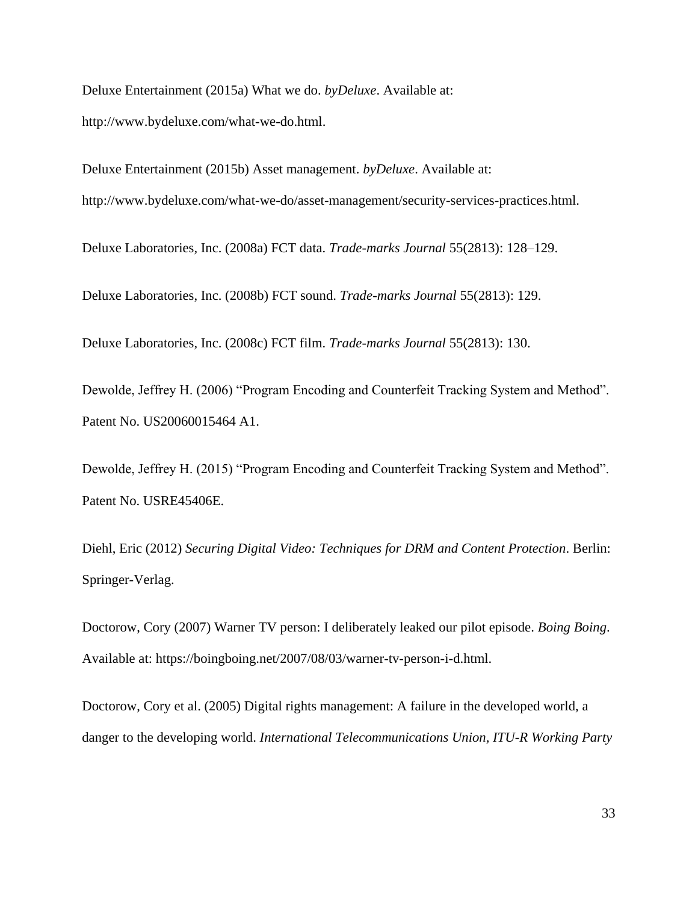Deluxe Entertainment (2015a) What we do. *byDeluxe*. Available at: http://www.bydeluxe.com/what-we-do.html.

Deluxe Entertainment (2015b) Asset management. *byDeluxe*. Available at: http://www.bydeluxe.com/what-we-do/asset-management/security-services-practices.html.

Deluxe Laboratories, Inc. (2008a) FCT data. *Trade-marks Journal* 55(2813): 128–129.

Deluxe Laboratories, Inc. (2008b) FCT sound. *Trade-marks Journal* 55(2813): 129.

Deluxe Laboratories, Inc. (2008c) FCT film. *Trade-marks Journal* 55(2813): 130.

Dewolde, Jeffrey H. (2006) "Program Encoding and Counterfeit Tracking System and Method". Patent No. US20060015464 A1.

Dewolde, Jeffrey H. (2015) "Program Encoding and Counterfeit Tracking System and Method". Patent No. USRE45406E.

Diehl, Eric (2012) *Securing Digital Video: Techniques for DRM and Content Protection*. Berlin: Springer-Verlag.

Doctorow, Cory (2007) Warner TV person: I deliberately leaked our pilot episode. *Boing Boing*. Available at: https://boingboing.net/2007/08/03/warner-tv-person-i-d.html.

Doctorow, Cory et al. (2005) Digital rights management: A failure in the developed world, a danger to the developing world. *International Telecommunications Union, ITU-R Working Party*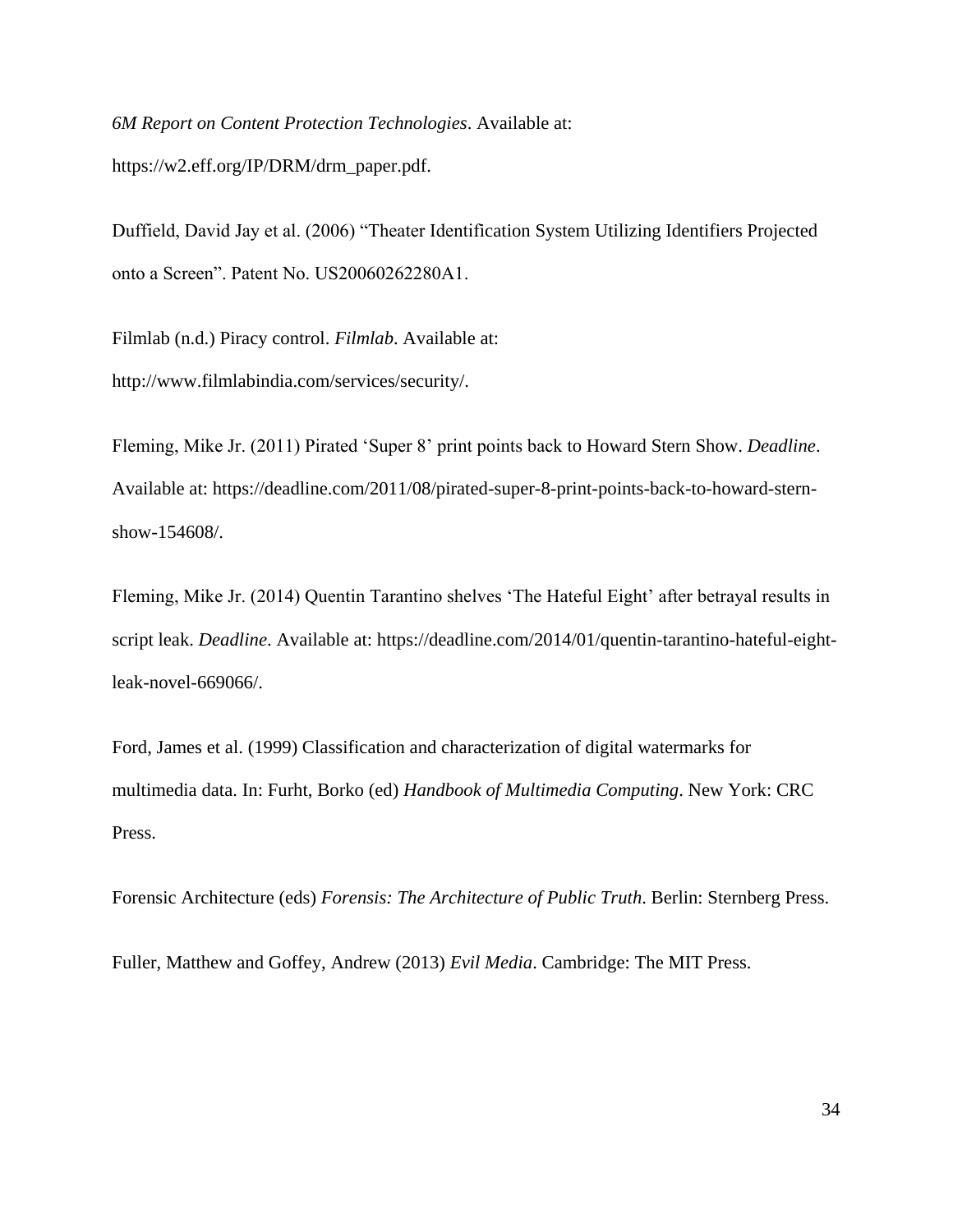*6M Report on Content Protection Technologies*. Available at: https://w2.eff.org/IP/DRM/drm_paper.pdf.

Duffield, David Jay et al. (2006) "Theater Identification System Utilizing Identifiers Projected onto a Screen". Patent No. US20060262280A1.

Filmlab (n.d.) Piracy control. *Filmlab*. Available at: http://www.filmlabindia.com/services/security/.

Fleming, Mike Jr. (2011) Pirated 'Super 8' print points back to Howard Stern Show. *Deadline*. Available at: https://deadline.com/2011/08/pirated-super-8-print-points-back-to-howard-stern-show-154608/.

Fleming, Mike Jr. (2014) Quentin Tarantino shelves 'The Hateful Eight' after betrayal results in script leak. *Deadline*. Available at: https://deadline.com/2014/01/quentin-tarantino-hateful-eight-leak-novel-669066/.

Ford, James et al. (1999) Classification and characterization of digital watermarks for multimedia data. In: Furht, Borko (ed) *Handbook of Multimedia Computing*. New York: CRC Press.

Forensic Architecture (eds) *Forensis: The Architecture of Public Truth*. Berlin: Sternberg Press.

Fuller, Matthew and Goffey, Andrew (2013) *Evil Media*. Cambridge: The MIT Press.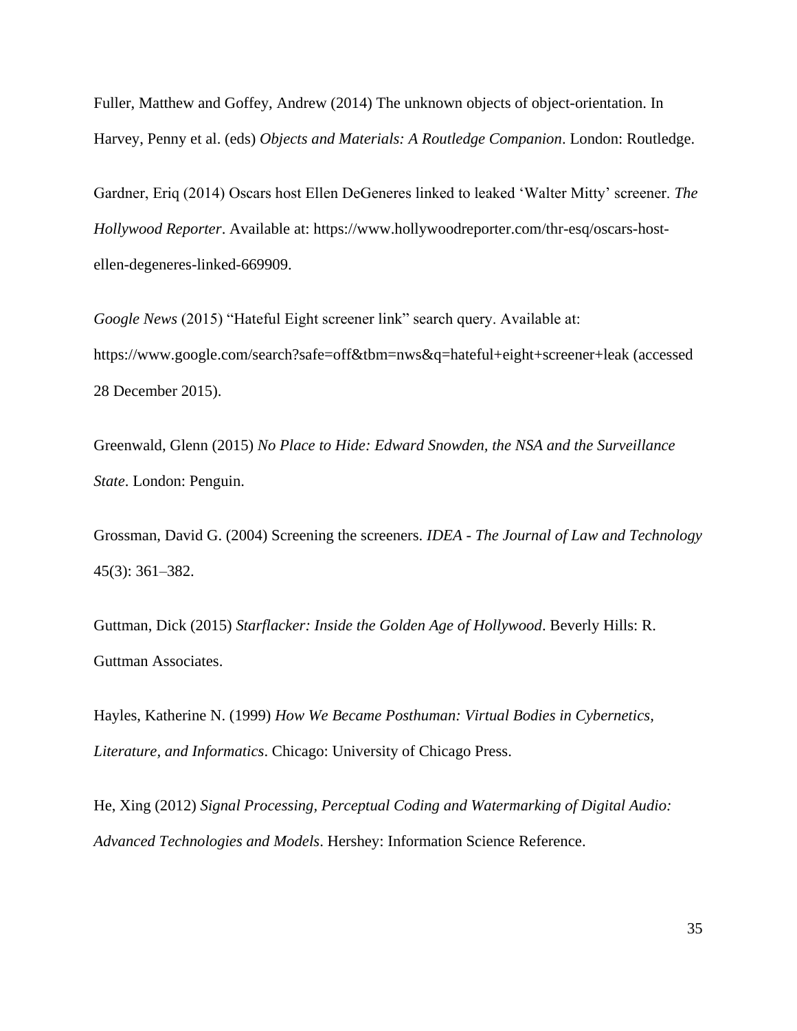Fuller, Matthew and Goffey, Andrew (2014) The unknown objects of object-orientation. In Harvey, Penny et al. (eds) *Objects and Materials: A Routledge Companion*. London: Routledge.

Gardner, Eriq (2014) Oscars host Ellen DeGeneres linked to leaked 'Walter Mitty' screener. *The Hollywood Reporter*. Available at: https://www.hollywoodreporter.com/thr-esq/oscars-host-ellen-degeneres-linked-669909.

*Google News* (2015) "Hateful Eight screener link" search query. Available at: https://www.google.com/search?safe=off&tbm=nws&q=hateful+eight+screener+leak (accessed 28 December 2015).

Greenwald, Glenn (2015) *No Place to Hide: Edward Snowden, the NSA and the Surveillance State*. London: Penguin.

Grossman, David G. (2004) Screening the screeners. *IDEA - The Journal of Law and Technology* 45(3): 361–382.

Guttman, Dick (2015) *Starflacker: Inside the Golden Age of Hollywood*. Beverly Hills: R. Guttman Associates.

Hayles, Katherine N. (1999) *How We Became Posthuman: Virtual Bodies in Cybernetics, Literature, and Informatics*. Chicago: University of Chicago Press.

He, Xing (2012) *Signal Processing, Perceptual Coding and Watermarking of Digital Audio: Advanced Technologies and Models*. Hershey: Information Science Reference.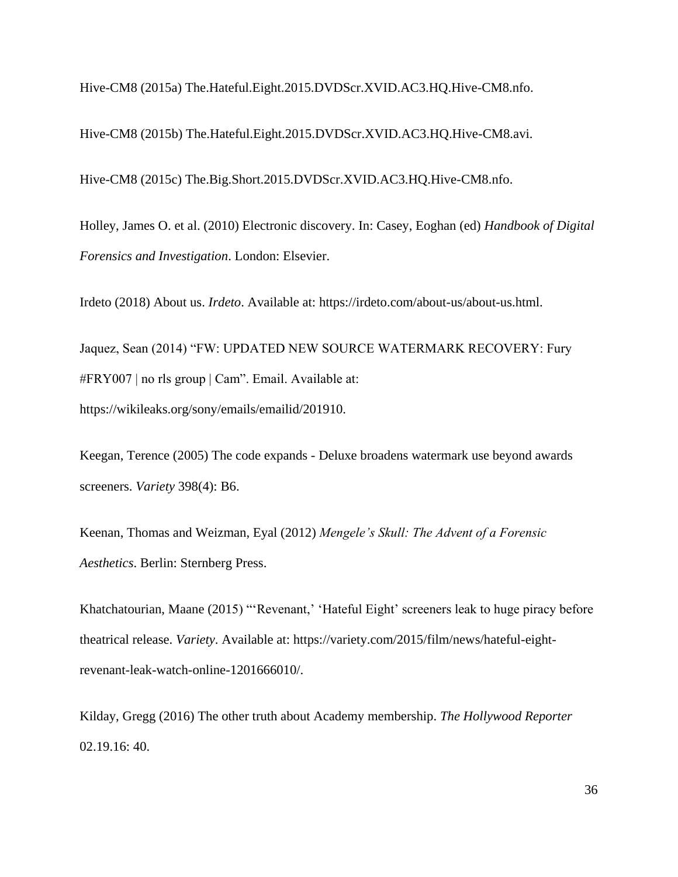Hive-CM8 (2015a) The.Hateful.Eight.2015.DVDScr.XVID.AC3.HQ.Hive-CM8.nfo.

Hive-CM8 (2015b) The.Hateful.Eight.2015.DVDScr.XVID.AC3.HQ.Hive-CM8.avi.

Hive-CM8 (2015c) The.Big.Short.2015.DVDScr.XVID.AC3.HQ.Hive-CM8.nfo.

Holley, James O. et al. (2010) Electronic discovery. In: Casey, Eoghan (ed) *Handbook of Digital Forensics and Investigation*. London: Elsevier.

Irdeto (2018) About us. *Irdeto*. Available at: https://irdeto.com/about-us/about-us.html.

Jaquez, Sean (2014) "FW: UPDATED NEW SOURCE WATERMARK RECOVERY: Fury #FRY007 | no rls group | Cam". Email. Available at: https://wikileaks.org/sony/emails/emailid/201910.

Keegan, Terence (2005) The code expands - Deluxe broadens watermark use beyond awards screeners. *Variety* 398(4): B6.

Keenan, Thomas and Weizman, Eyal (2012) *Mengele's Skull: The Advent of a Forensic Aesthetics*. Berlin: Sternberg Press.

Khatchatourian, Maane (2015) "'Revenant,' 'Hateful Eight' screeners leak to huge piracy before theatrical release. *Variety*. Available at: https://variety.com/2015/film/news/hateful-eight-revenant-leak-watch-online-1201666010/.

Kilday, Gregg (2016) The other truth about Academy membership. *The Hollywood Reporter* 02.19.16: 40.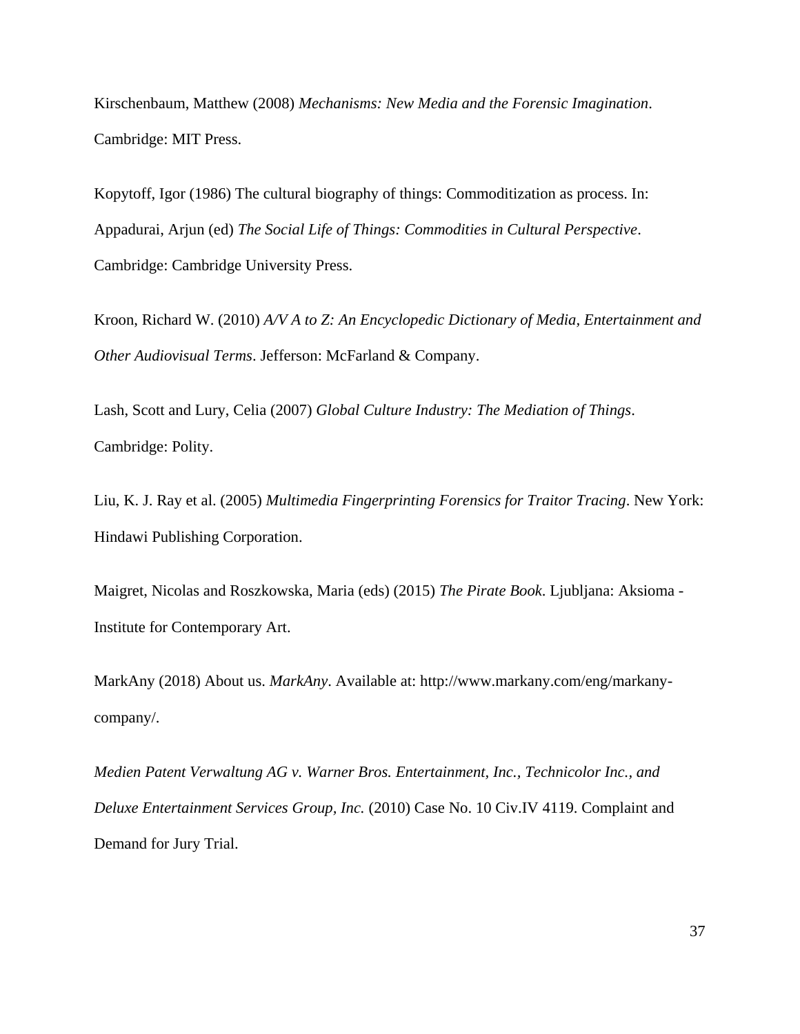Kirschenbaum, Matthew (2008) *Mechanisms: New Media and the Forensic Imagination*. Cambridge: MIT Press.

Kopytoff, Igor (1986) The cultural biography of things: Commoditization as process. In: Appadurai, Arjun (ed) *The Social Life of Things: Commodities in Cultural Perspective*. Cambridge: Cambridge University Press.

Kroon, Richard W. (2010) *A/V A to Z: An Encyclopedic Dictionary of Media, Entertainment and Other Audiovisual Terms*. Jefferson: McFarland & Company.

Lash, Scott and Lury, Celia (2007) *Global Culture Industry: The Mediation of Things*. Cambridge: Polity.

Liu, K. J. Ray et al. (2005) *Multimedia Fingerprinting Forensics for Traitor Tracing*. New York: Hindawi Publishing Corporation.

Maigret, Nicolas and Roszkowska, Maria (eds) (2015) *The Pirate Book*. Ljubljana: Aksioma - Institute for Contemporary Art.

MarkAny (2018) About us. *MarkAny*. Available at: http://www.markany.com/eng/markany-company/.

*Medien Patent Verwaltung AG v. Warner Bros. Entertainment, Inc., Technicolor Inc., and Deluxe Entertainment Services Group, Inc.* (2010) Case No. 10 Civ.IV 4119. Complaint and Demand for Jury Trial.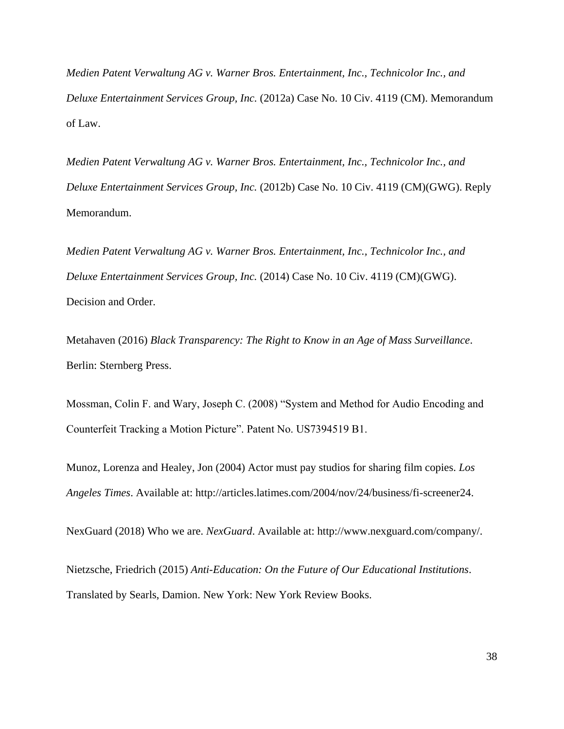*Medien Patent Verwaltung AG v. Warner Bros. Entertainment, Inc., Technicolor Inc., and Deluxe Entertainment Services Group, Inc.* (2012a) Case No. 10 Civ. 4119 (CM). Memorandum of Law.

*Medien Patent Verwaltung AG v. Warner Bros. Entertainment, Inc., Technicolor Inc., and Deluxe Entertainment Services Group, Inc.* (2012b) Case No. 10 Civ. 4119 (CM)(GWG). Reply Memorandum.

*Medien Patent Verwaltung AG v. Warner Bros. Entertainment, Inc., Technicolor Inc., and Deluxe Entertainment Services Group, Inc.* (2014) Case No. 10 Civ. 4119 (CM)(GWG). Decision and Order.

Metahaven (2016) *Black Transparency: The Right to Know in an Age of Mass Surveillance*. Berlin: Sternberg Press.

Mossman, Colin F. and Wary, Joseph C. (2008) "System and Method for Audio Encoding and Counterfeit Tracking a Motion Picture". Patent No. US7394519 B1.

Munoz, Lorenza and Healey, Jon (2004) Actor must pay studios for sharing film copies. *Los Angeles Times*. Available at: http://articles.latimes.com/2004/nov/24/business/fi-screener24.

NexGuard (2018) Who we are. *NexGuard*. Available at: http://www.nexguard.com/company/.

Nietzsche, Friedrich (2015) *Anti-Education: On the Future of Our Educational Institutions*. Translated by Searls, Damion. New York: New York Review Books.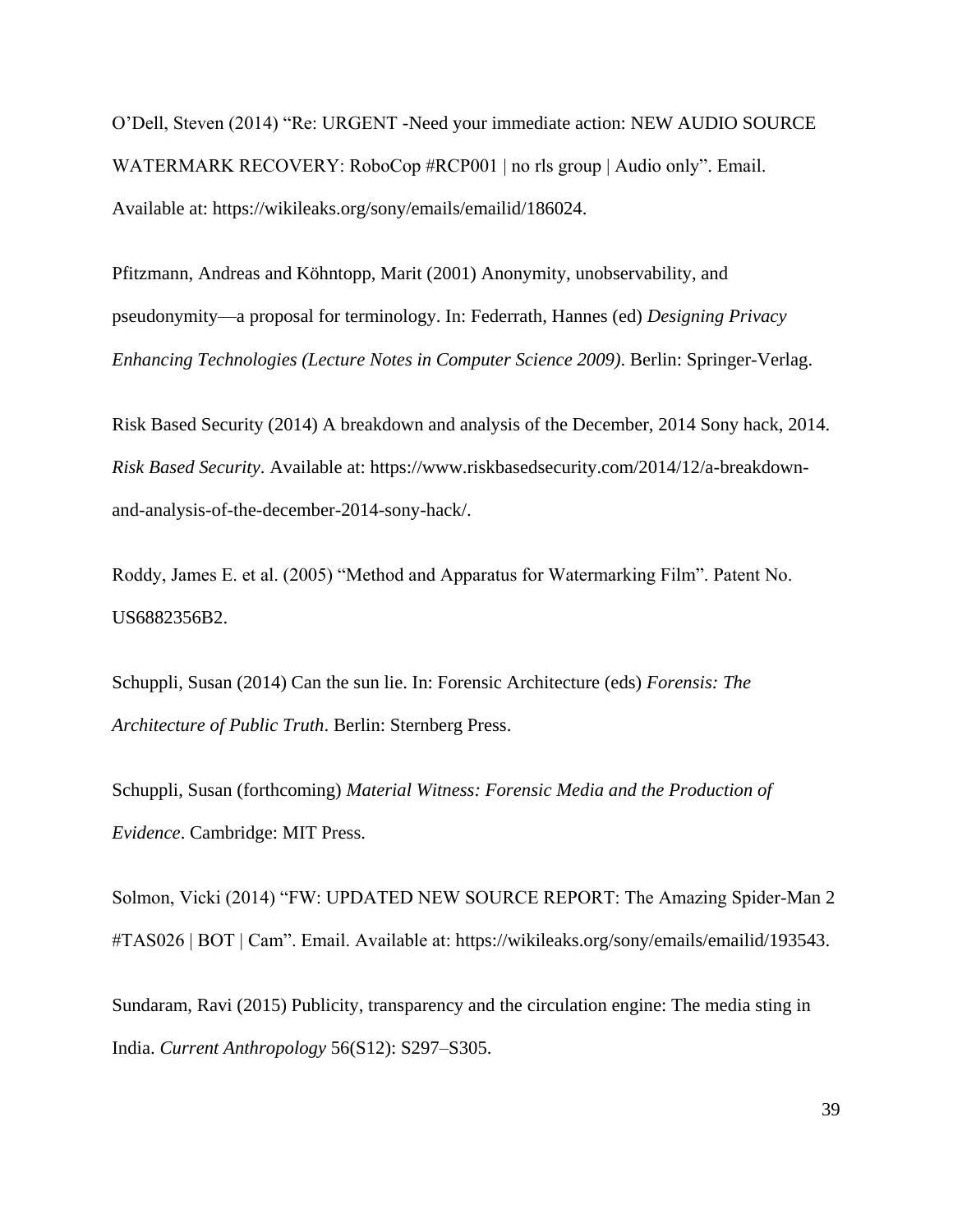O’Dell, Steven (2014) “Re: URGENT -Need your immediate action: NEW AUDIO SOURCE WATERMARK RECOVERY: RoboCop #RCP001 | no rls group | Audio only”. Email. Available at: https://wikileaks.org/sony/emails/emailid/186024.

Pfitzmann, Andreas and Köhntopp, Marit (2001) Anonymity, unobservability, and pseudonymity—a proposal for terminology. In: Federrath, Hannes (ed) *Designing Privacy Enhancing Technologies (Lecture Notes in Computer Science 2009)*. Berlin: Springer-Verlag.

Risk Based Security (2014) A breakdown and analysis of the December, 2014 Sony hack, 2014. *Risk Based Security*. Available at: https://www.riskbasedsecurity.com/2014/12/a-breakdown-and-analysis-of-the-december-2014-sony-hack/.

Roddy, James E. et al. (2005) “Method and Apparatus for Watermarking Film”. Patent No. US6882356B2.

Schuppli, Susan (2014) Can the sun lie. In: Forensic Architecture (eds) *Forensis: The Architecture of Public Truth*. Berlin: Sternberg Press.

Schuppli, Susan (forthcoming) *Material Witness: Forensic Media and the Production of Evidence*. Cambridge: MIT Press.

Solmon, Vicki (2014) “FW: UPDATED NEW SOURCE REPORT: The Amazing Spider-Man 2 #TAS026 | BOT | Cam”. Email. Available at: https://wikileaks.org/sony/emails/emailid/193543.

Sundaram, Ravi (2015) Publicity, transparency and the circulation engine: The media sting in India. *Current Anthropology* 56(S12): S297–S305.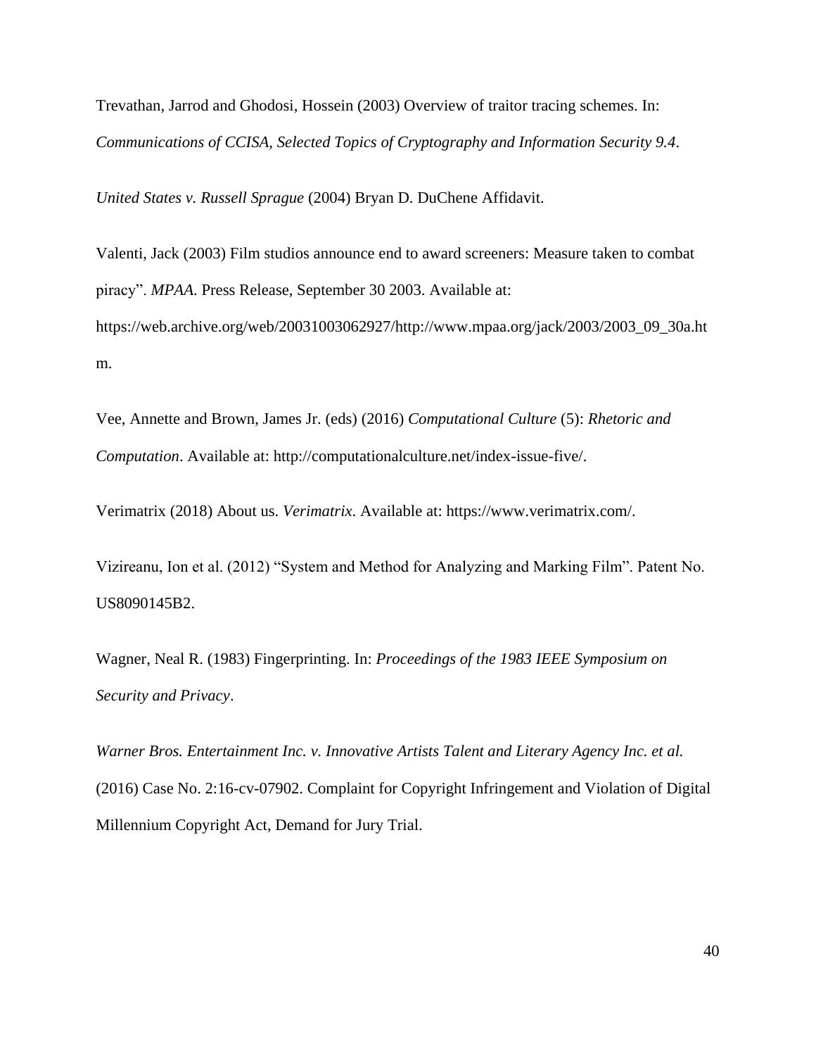Trevathan, Jarrod and Ghodosi, Hossein (2003) Overview of traitor tracing schemes. In: *Communications of CCISA, Selected Topics of Cryptography and Information Security 9.4*.

*United States v. Russell Sprague* (2004) Bryan D. DuChene Affidavit.

Valenti, Jack (2003) Film studios announce end to award screeners: Measure taken to combat piracy". *MPAA*. Press Release, September 30 2003. Available at: https://web.archive.org/web/20031003062927/http://www.mpaa.org/jack/2003/2003_09_30a.htm.

Vee, Annette and Brown, James Jr. (eds) (2016) *Computational Culture* (5): *Rhetoric and Computation*. Available at: http://computationalculture.net/index-issue-five/.

Verimatrix (2018) About us. *Verimatrix*. Available at: https://www.verimatrix.com/.

Vizireanu, Ion et al. (2012) "System and Method for Analyzing and Marking Film". Patent No. US8090145B2.

Wagner, Neal R. (1983) Fingerprinting. In: *Proceedings of the 1983 IEEE Symposium on Security and Privacy*.

*Warner Bros. Entertainment Inc. v. Innovative Artists Talent and Literary Agency Inc. et al.* (2016) Case No. 2:16-cv-07902. Complaint for Copyright Infringement and Violation of Digital Millennium Copyright Act, Demand for Jury Trial.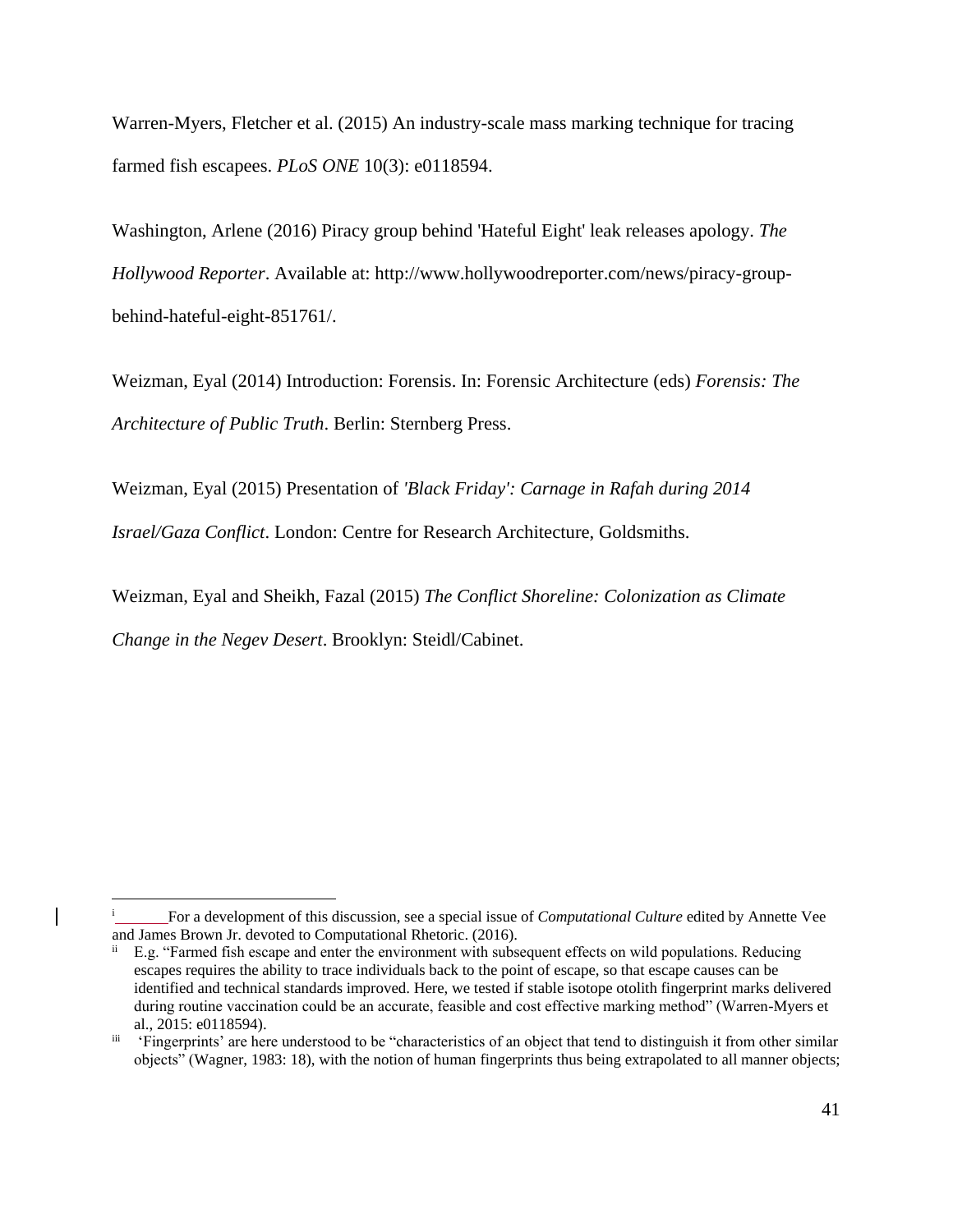Warren-Myers, Fletcher et al. (2015) An industry-scale mass marking technique for tracing farmed fish escapees. *PLoS ONE* 10(3): e0118594.

Washington, Arlene (2016) Piracy group behind 'Hateful Eight' leak releases apology. *The Hollywood Reporter*. Available at: http://www.hollywoodreporter.com/news/piracy-group-behind-hateful-eight-851761/.

Weizman, Eyal (2014) Introduction: Forensis. In: Forensic Architecture (eds) *Forensis: The Architecture of Public Truth*. Berlin: Sternberg Press.

Weizman, Eyal (2015) Presentation of *'Black Friday': Carnage in Rafah during 2014 Israel/Gaza Conflict*. London: Centre for Research Architecture, Goldsmiths.

Weizman, Eyal and Sheikh, Fazal (2015) *The Conflict Shoreline: Colonization as Climate Change in the Negev Desert*. Brooklyn: Steidl/Cabinet.

---

[i] For a development of this discussion, see a special issue of *Computational Culture* edited by Annette Vee and James Brown Jr. devoted to Computational Rhetoric. (2016).

[ii] E.g. "Farmed fish escape and enter the environment with subsequent effects on wild populations. Reducing escapes requires the ability to trace individuals back to the point of escape, so that escape causes can be identified and technical standards improved. Here, we tested if stable isotope otolith fingerprint marks delivered during routine vaccination could be an accurate, feasible and cost effective marking method" (Warren-Myers et al., 2015: e0118594).

[iii] 'Fingerprints' are here understood to be "characteristics of an object that tend to distinguish it from other similar objects" (Wagner, 1983: 18), with the notion of human fingerprints thus being extrapolated to all manner objects;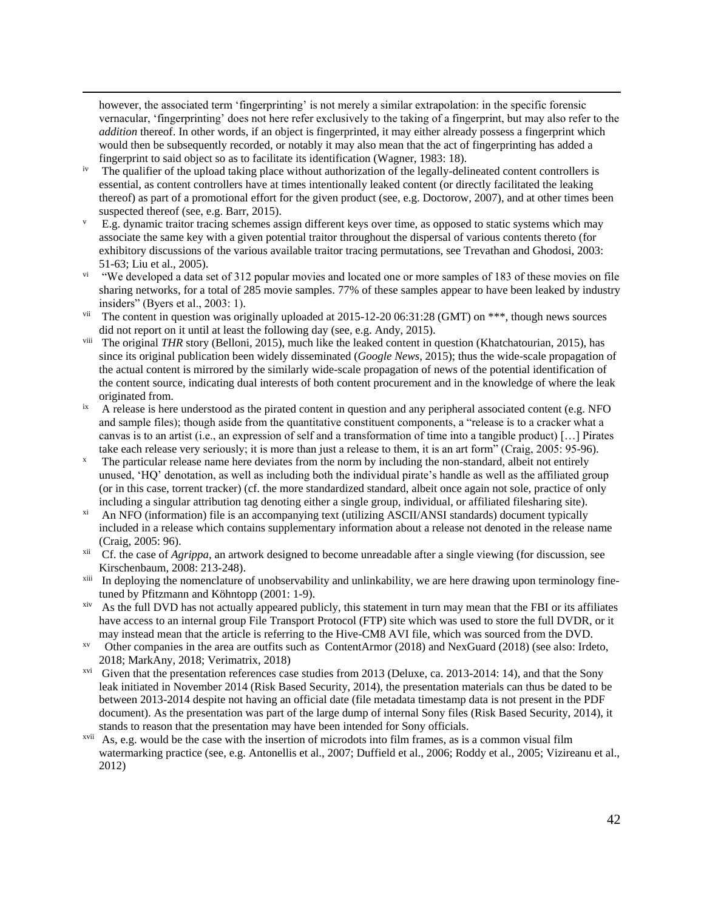however, the associated term 'fingerprinting' is not merely a similar extrapolation: in the specific forensic vernacular, 'fingerprinting' does not here refer exclusively to the taking of a fingerprint, but may also refer to the *addition* thereof. In other words, if an object is fingerprinted, it may either already possess a fingerprint which would then be subsequently recorded, or notably it may also mean that the act of fingerprinting has added a fingerprint to said object so as to facilitate its identification (Wagner, 1983: 18).

[iv] The qualifier of the upload taking place without authorization of the legally-delineated content controllers is essential, as content controllers have at times intentionally leaked content (or directly facilitated the leaking thereof) as part of a promotional effort for the given product (see, e.g. Doctorow, 2007), and at other times been suspected thereof (see, e.g. Barr, 2015).

[v] E.g. dynamic traitor tracing schemes assign different keys over time, as opposed to static systems which may associate the same key with a given potential traitor throughout the dispersal of various contents thereto (for exhibitory discussions of the various available traitor tracing permutations, see Trevathan and Ghodosi, 2003: 51-63; Liu et al., 2005).

[vi] "We developed a data set of 312 popular movies and located one or more samples of 183 of these movies on file sharing networks, for a total of 285 movie samples. 77% of these samples appear to have been leaked by industry insiders" (Byers et al., 2003: 1).

[vii] The content in question was originally uploaded at 2015-12-20 06:31:28 (GMT) on ***, though news sources did not report on it until at least the following day (see, e.g. Andy, 2015).

[viii] The original *THR* story (Belloni, 2015), much like the leaked content in question (Khatchatourian, 2015), has since its original publication been widely disseminated (*Google News*, 2015); thus the wide-scale propagation of the actual content is mirrored by the similarly wide-scale propagation of news of the potential identification of the content source, indicating dual interests of both content procurement and in the knowledge of where the leak originated from.

[ix] A release is here understood as the pirated content in question and any peripheral associated content (e.g. NFO and sample files); though aside from the quantitative constituent components, a "release is to a cracker what a canvas is to an artist (i.e., an expression of self and a transformation of time into a tangible product) […] Pirates take each release very seriously; it is more than just a release to them, it is an art form" (Craig, 2005: 95-96).

[x] The particular release name here deviates from the norm by including the non-standard, albeit not entirely unused, 'HQ' denotation, as well as including both the individual pirate's handle as well as the affiliated group (or in this case, torrent tracker) (cf. the more standardized standard, albeit once again not sole, practice of only including a singular attribution tag denoting either a single group, individual, or affiliated filesharing site).

[xi] An NFO (information) file is an accompanying text (utilizing ASCII/ANSI standards) document typically included in a release which contains supplementary information about a release not denoted in the release name (Craig, 2005: 96).

[xii] Cf. the case of *Agrippa*, an artwork designed to become unreadable after a single viewing (for discussion, see Kirschenbaum, 2008: 213-248).

[xiii] In deploying the nomenclature of unobservability and unlinkability, we are here drawing upon terminology fine-tuned by Pfitzmann and Köhntopp (2001: 1-9).

[xiv] As the full DVD has not actually appeared publicly, this statement in turn may mean that the FBI or its affiliates have access to an internal group File Transport Protocol (FTP) site which was used to store the full DVDR, or it may instead mean that the article is referring to the Hive-CM8 AVI file, which was sourced from the DVD.

[xv] Other companies in the area are outfits such as ContentArmor (2018) and NexGuard (2018) (see also: Irdeto, 2018; MarkAny, 2018; Verimatrix, 2018)

[xvi] Given that the presentation references case studies from 2013 (Deluxe, ca. 2013-2014: 14), and that the Sony leak initiated in November 2014 (Risk Based Security, 2014), the presentation materials can thus be dated to be between 2013-2014 despite not having an official date (file metadata timestamp data is not present in the PDF document). As the presentation was part of the large dump of internal Sony files (Risk Based Security, 2014), it stands to reason that the presentation may have been intended for Sony officials.

[xvii] As, e.g. would be the case with the insertion of microdots into film frames, as is a common visual film watermarking practice (see, e.g. Antonellis et al., 2007; Duffield et al., 2006; Roddy et al., 2005; Vizireanu et al., 2012)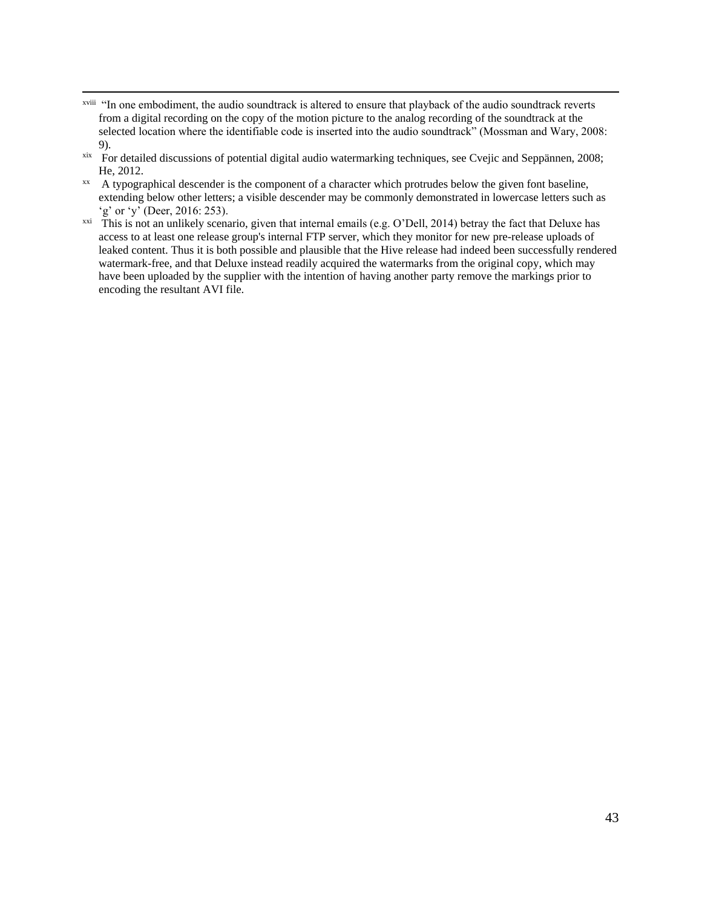[xviii] "In one embodiment, the audio soundtrack is altered to ensure that playback of the audio soundtrack reverts from a digital recording on the copy of the motion picture to the analog recording of the soundtrack at the selected location where the identifiable code is inserted into the audio soundtrack" (Mossman and Wary, 2008: 9).

[xix] For detailed discussions of potential digital audio watermarking techniques, see Cvejic and Seppännen, 2008; He, 2012.

[xx] A typographical descender is the component of a character which protrudes below the given font baseline, extending below other letters; a visible descender may be commonly demonstrated in lowercase letters such as 'g' or 'y' (Deer, 2016: 253).

[xxi] This is not an unlikely scenario, given that internal emails (e.g. O'Dell, 2014) betray the fact that Deluxe has access to at least one release group's internal FTP server, which they monitor for new pre-release uploads of leaked content. Thus it is both possible and plausible that the Hive release had indeed been successfully rendered watermark-free, and that Deluxe instead readily acquired the watermarks from the original copy, which may have been uploaded by the supplier with the intention of having another party remove the markings prior to encoding the resultant AVI file.